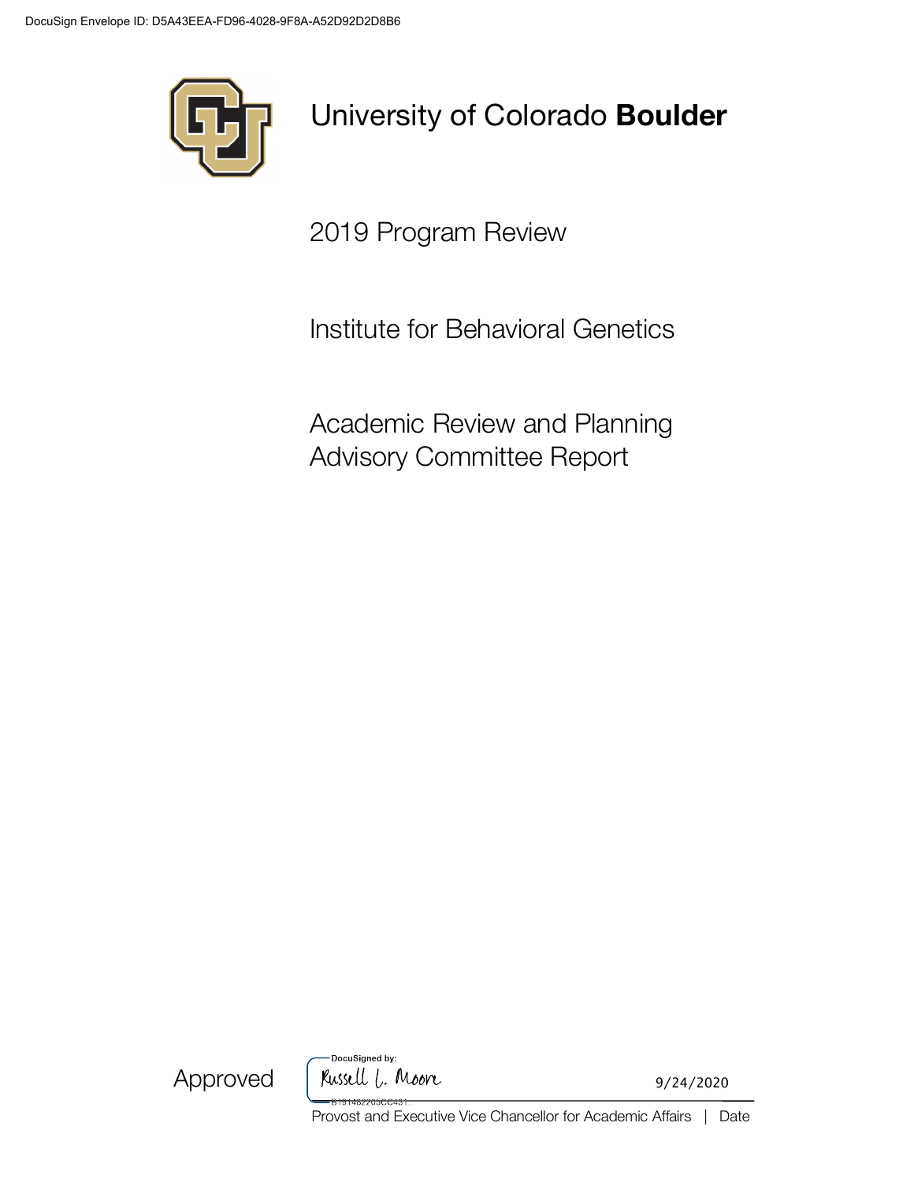DocuSign Envelope ID: D5A43EEA-FD96-4028-9F8A-A52D92D2D8B6

# University of Colorado **Boulder**

2019 Program Review

Institute for Behavioral Genetics

Academic Review and Planning Advisory Committee Report

Approved

DocuSigned by: Russell L. Moore

B191482265CC431...

9/24/2020

Provost and Executive Vice Chancellor for Academic Affairs | Date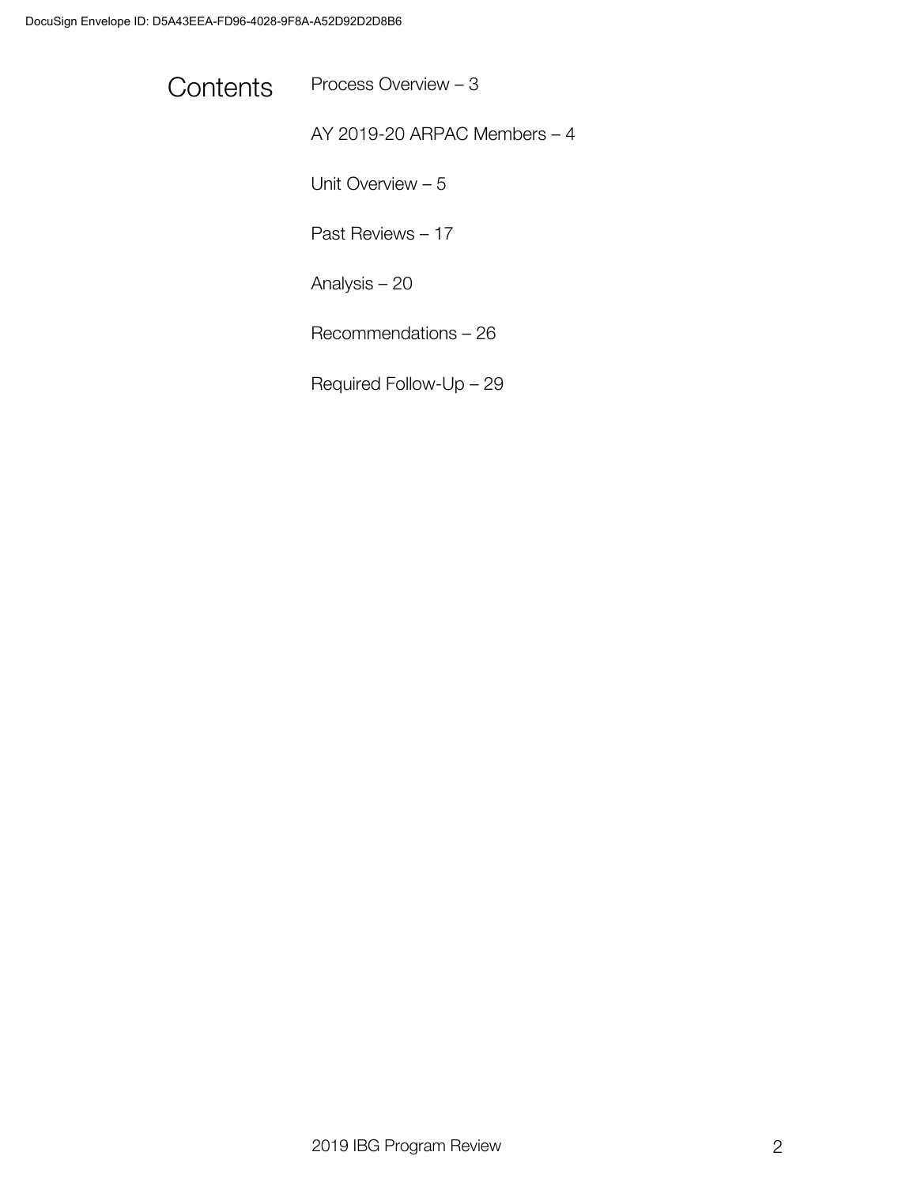# Contents

Process Overview – 3

AY 2019-20 ARPAC Members – 4

Unit Overview – 5

Past Reviews – 17

Analysis – 20

Recommendations – 26

Required Follow-Up – 29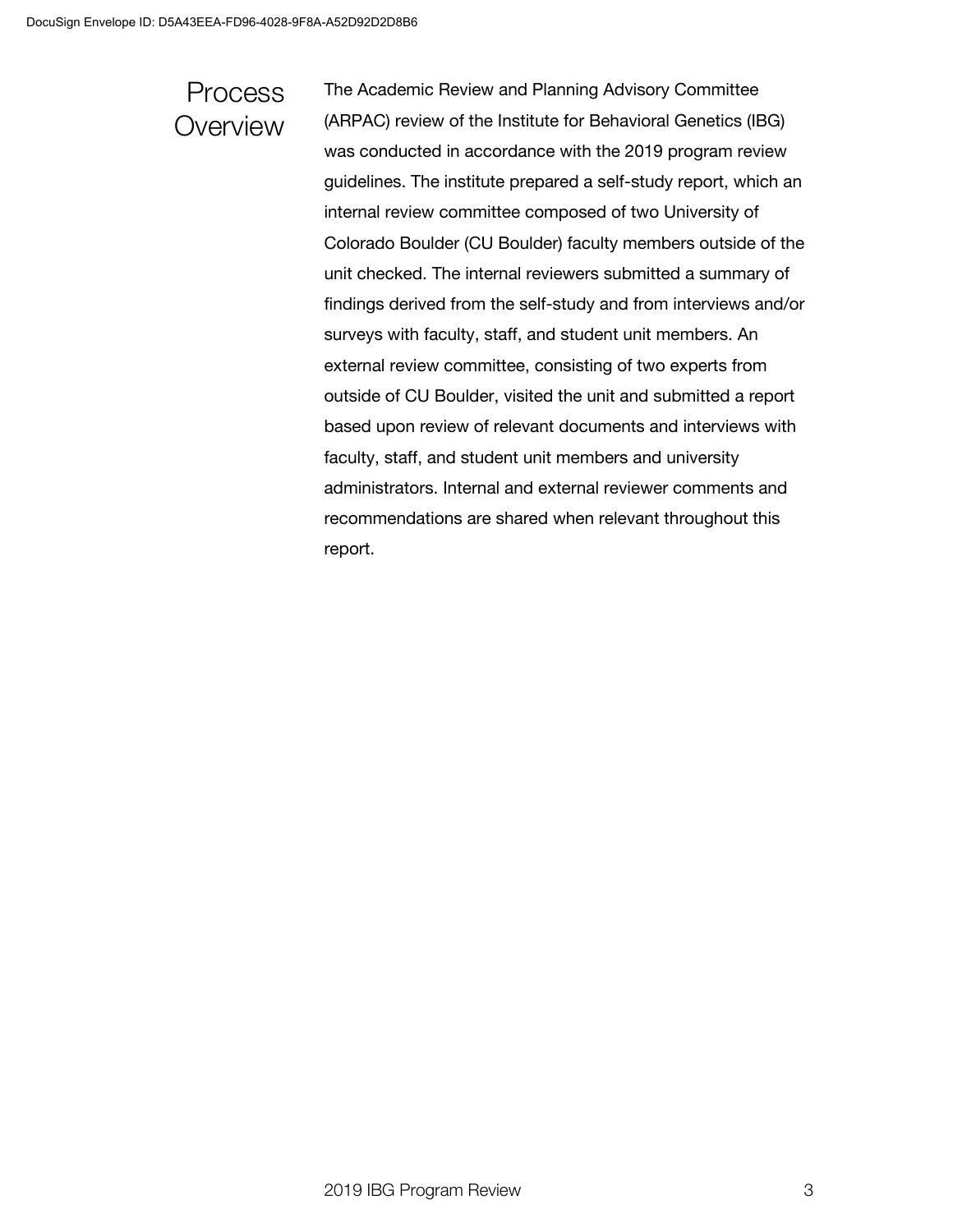## Process Overview

The Academic Review and Planning Advisory Committee (ARPAC) review of the Institute for Behavioral Genetics (IBG) was conducted in accordance with the 2019 program review guidelines. The institute prepared a self-study report, which an internal review committee composed of two University of Colorado Boulder (CU Boulder) faculty members outside of the unit checked. The internal reviewers submitted a summary of findings derived from the self-study and from interviews and/or surveys with faculty, staff, and student unit members. An external review committee, consisting of two experts from outside of CU Boulder, visited the unit and submitted a report based upon review of relevant documents and interviews with faculty, staff, and student unit members and university administrators. Internal and external reviewer comments and recommendations are shared when relevant throughout this report.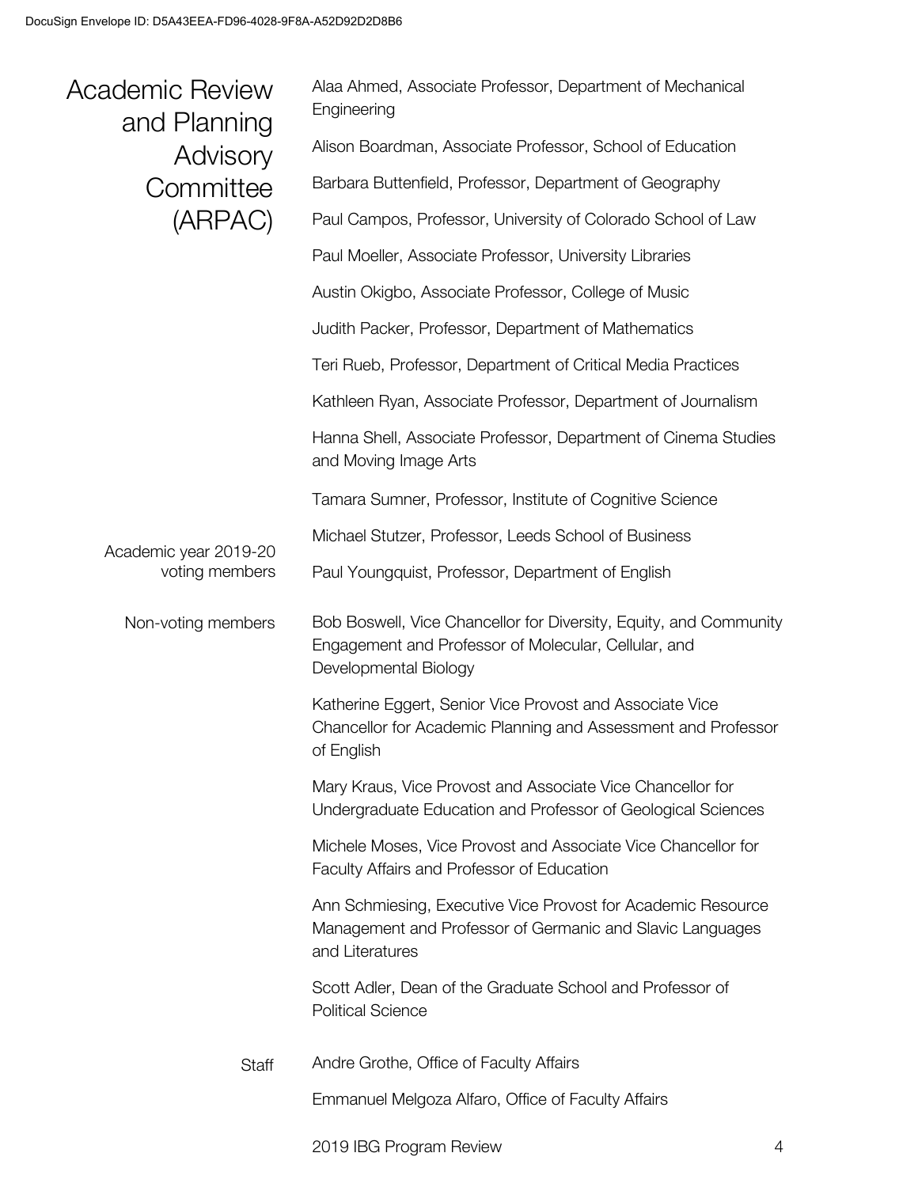# Academic Review and Planning Advisory Committee (ARPAC)

## Academic year 2019-20 voting members

Alaa Ahmed, Associate Professor, Department of Mechanical Engineering

Alison Boardman, Associate Professor, School of Education

Barbara Buttenfield, Professor, Department of Geography

Paul Campos, Professor, University of Colorado School of Law

Paul Moeller, Associate Professor, University Libraries

Austin Okigbo, Associate Professor, College of Music

Judith Packer, Professor, Department of Mathematics

Teri Rueb, Professor, Department of Critical Media Practices

Kathleen Ryan, Associate Professor, Department of Journalism

Hanna Shell, Associate Professor, Department of Cinema Studies and Moving Image Arts

Tamara Sumner, Professor, Institute of Cognitive Science

Michael Stutzer, Professor, Leeds School of Business

Paul Youngquist, Professor, Department of English

## Non-voting members

Bob Boswell, Vice Chancellor for Diversity, Equity, and Community Engagement and Professor of Molecular, Cellular, and Developmental Biology

Katherine Eggert, Senior Vice Provost and Associate Vice Chancellor for Academic Planning and Assessment and Professor of English

Mary Kraus, Vice Provost and Associate Vice Chancellor for Undergraduate Education and Professor of Geological Sciences

Michele Moses, Vice Provost and Associate Vice Chancellor for Faculty Affairs and Professor of Education

Ann Schmiesing, Executive Vice Provost for Academic Resource Management and Professor of Germanic and Slavic Languages and Literatures

Scott Adler, Dean of the Graduate School and Professor of Political Science

## Staff

Andre Grothe, Office of Faculty Affairs

Emmanuel Melgoza Alfaro, Office of Faculty Affairs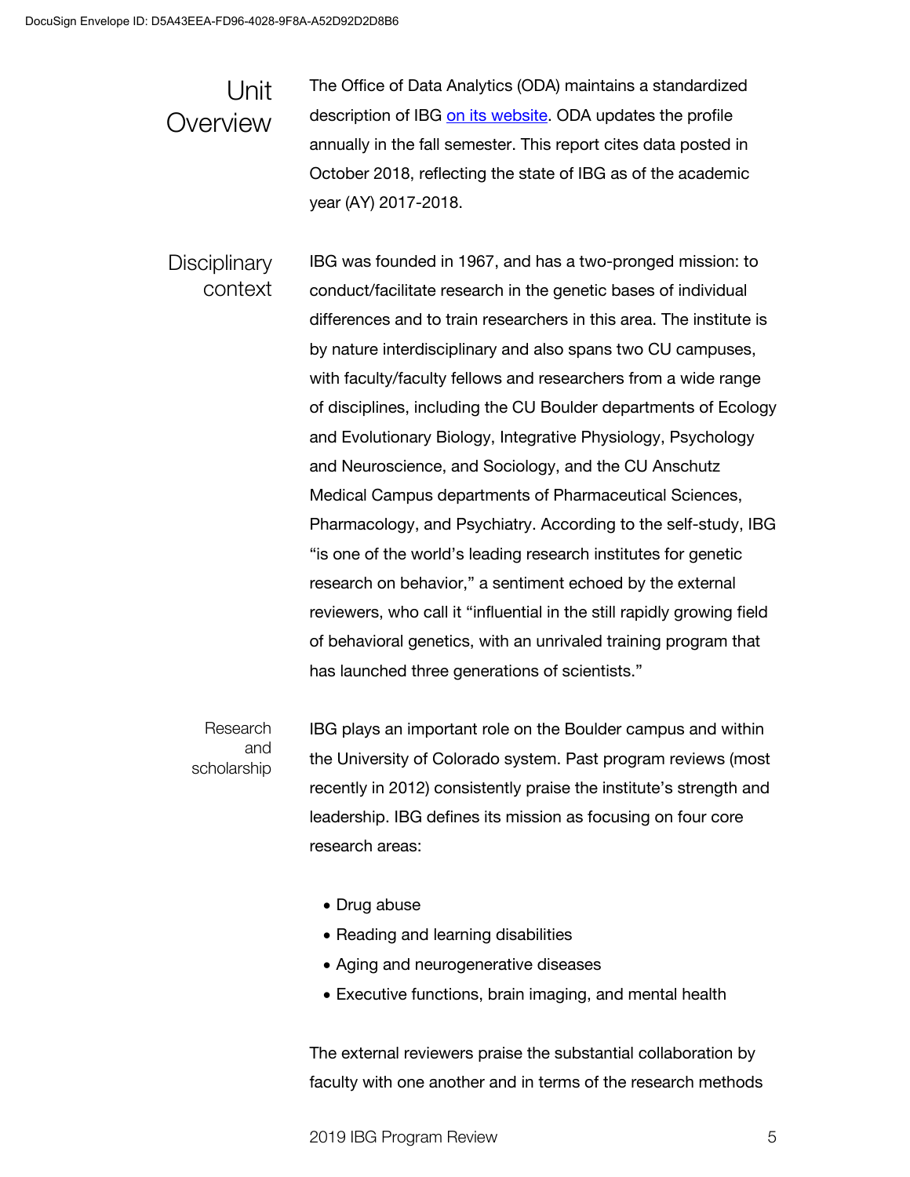## Unit Overview

The Office of Data Analytics (ODA) maintains a standardized description of IBG [on its website](). ODA updates the profile annually in the fall semester. This report cites data posted in October 2018, reflecting the state of IBG as of the academic year (AY) 2017-2018.

### Disciplinary context

IBG was founded in 1967, and has a two-pronged mission: to conduct/facilitate research in the genetic bases of individual differences and to train researchers in this area. The institute is by nature interdisciplinary and also spans two CU campuses, with faculty/faculty fellows and researchers from a wide range of disciplines, including the CU Boulder departments of Ecology and Evolutionary Biology, Integrative Physiology, Psychology and Neuroscience, and Sociology, and the CU Anschutz Medical Campus departments of Pharmaceutical Sciences, Pharmacology, and Psychiatry. According to the self-study, IBG "is one of the world's leading research institutes for genetic research on behavior," a sentiment echoed by the external reviewers, who call it "influential in the still rapidly growing field of behavioral genetics, with an unrivaled training program that has launched three generations of scientists."

#### Research and scholarship

IBG plays an important role on the Boulder campus and within the University of Colorado system. Past program reviews (most recently in 2012) consistently praise the institute's strength and leadership. IBG defines its mission as focusing on four core research areas:

- Drug abuse
- Reading and learning disabilities
- Aging and neurogenerative diseases
- Executive functions, brain imaging, and mental health

The external reviewers praise the substantial collaboration by faculty with one another and in terms of the research methods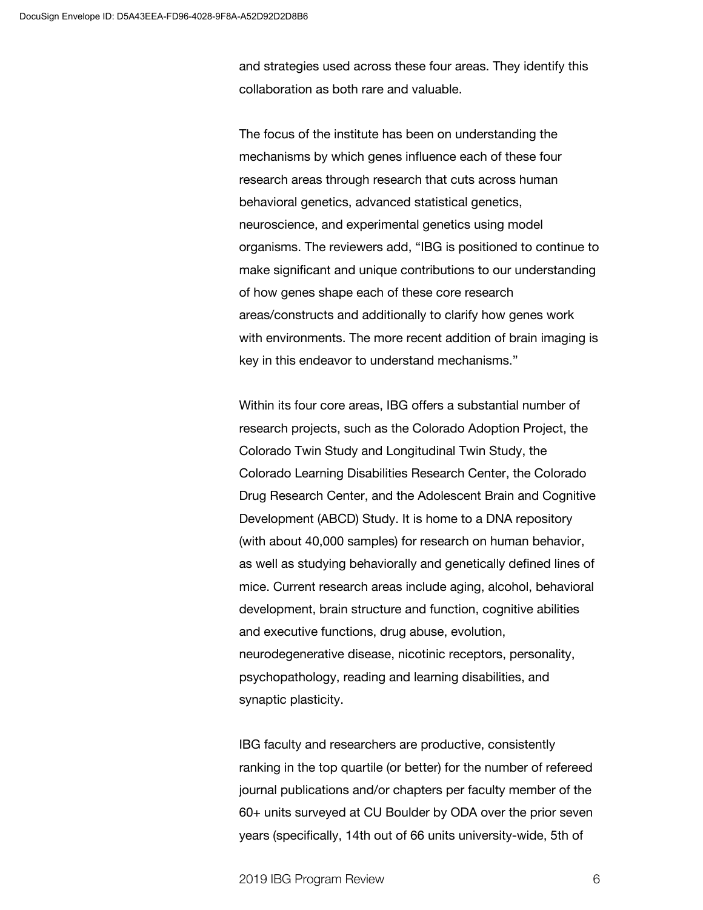and strategies used across these four areas. They identify this collaboration as both rare and valuable.

The focus of the institute has been on understanding the mechanisms by which genes influence each of these four research areas through research that cuts across human behavioral genetics, advanced statistical genetics, neuroscience, and experimental genetics using model organisms. The reviewers add, "IBG is positioned to continue to make significant and unique contributions to our understanding of how genes shape each of these core research areas/constructs and additionally to clarify how genes work with environments. The more recent addition of brain imaging is key in this endeavor to understand mechanisms."

Within its four core areas, IBG offers a substantial number of research projects, such as the Colorado Adoption Project, the Colorado Twin Study and Longitudinal Twin Study, the Colorado Learning Disabilities Research Center, the Colorado Drug Research Center, and the Adolescent Brain and Cognitive Development (ABCD) Study. It is home to a DNA repository (with about 40,000 samples) for research on human behavior, as well as studying behaviorally and genetically defined lines of mice. Current research areas include aging, alcohol, behavioral development, brain structure and function, cognitive abilities and executive functions, drug abuse, evolution, neurodegenerative disease, nicotinic receptors, personality, psychopathology, reading and learning disabilities, and synaptic plasticity.

IBG faculty and researchers are productive, consistently ranking in the top quartile (or better) for the number of refereed journal publications and/or chapters per faculty member of the 60+ units surveyed at CU Boulder by ODA over the prior seven years (specifically, 14th out of 66 units university-wide, 5th of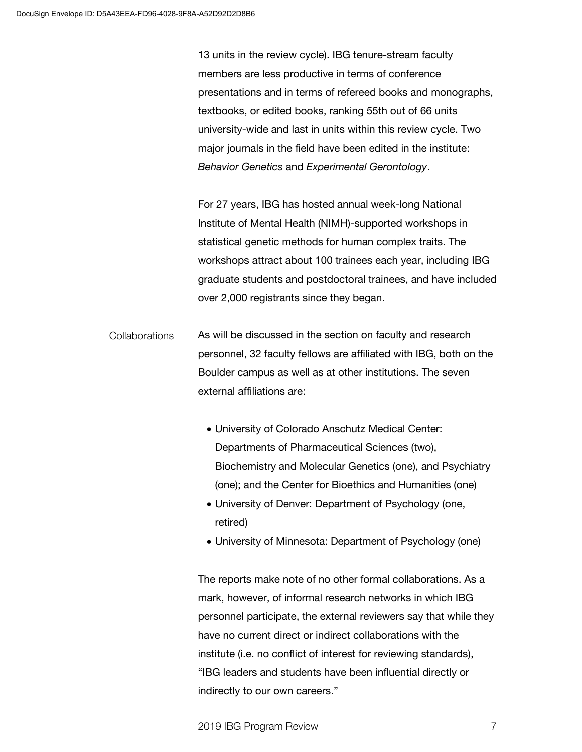13 units in the review cycle). IBG tenure-stream faculty members are less productive in terms of conference presentations and in terms of refereed books and monographs, textbooks, or edited books, ranking 55th out of 66 units university-wide and last in units within this review cycle. Two major journals in the field have been edited in the institute: *Behavior Genetics* and *Experimental Gerontology*.

For 27 years, IBG has hosted annual week-long National Institute of Mental Health (NIMH)-supported workshops in statistical genetic methods for human complex traits. The workshops attract about 100 trainees each year, including IBG graduate students and postdoctoral trainees, and have included over 2,000 registrants since they began.

### Collaborations

As will be discussed in the section on faculty and research personnel, 32 faculty fellows are affiliated with IBG, both on the Boulder campus as well as at other institutions. The seven external affiliations are:

- University of Colorado Anschutz Medical Center: Departments of Pharmaceutical Sciences (two), Biochemistry and Molecular Genetics (one), and Psychiatry (one); and the Center for Bioethics and Humanities (one)
- University of Denver: Department of Psychology (one, retired)
- University of Minnesota: Department of Psychology (one)

The reports make note of no other formal collaborations. As a mark, however, of informal research networks in which IBG personnel participate, the external reviewers say that while they have no current direct or indirect collaborations with the institute (i.e. no conflict of interest for reviewing standards), "IBG leaders and students have been influential directly or indirectly to our own careers."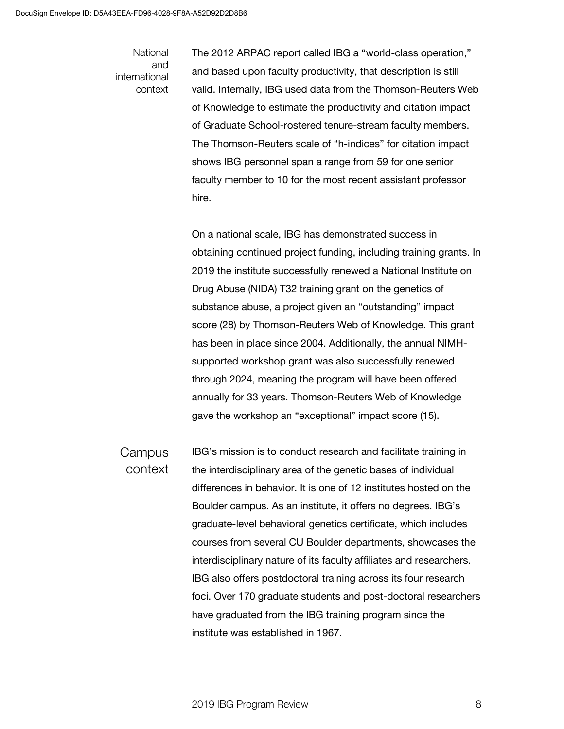## National and international context

The 2012 ARPAC report called IBG a "world-class operation," and based upon faculty productivity, that description is still valid. Internally, IBG used data from the Thomson-Reuters Web of Knowledge to estimate the productivity and citation impact of Graduate School-rostered tenure-stream faculty members. The Thomson-Reuters scale of "h-indices" for citation impact shows IBG personnel span a range from 59 for one senior faculty member to 10 for the most recent assistant professor hire.

On a national scale, IBG has demonstrated success in obtaining continued project funding, including training grants. In 2019 the institute successfully renewed a National Institute on Drug Abuse (NIDA) T32 training grant on the genetics of substance abuse, a project given an "outstanding" impact score (28) by Thomson-Reuters Web of Knowledge. This grant has been in place since 2004. Additionally, the annual NIMH-supported workshop grant was also successfully renewed through 2024, meaning the program will have been offered annually for 33 years. Thomson-Reuters Web of Knowledge gave the workshop an "exceptional" impact score (15).

## Campus context

IBG's mission is to conduct research and facilitate training in the interdisciplinary area of the genetic bases of individual differences in behavior. It is one of 12 institutes hosted on the Boulder campus. As an institute, it offers no degrees. IBG's graduate-level behavioral genetics certificate, which includes courses from several CU Boulder departments, showcases the interdisciplinary nature of its faculty affiliates and researchers. IBG also offers postdoctoral training across its four research foci. Over 170 graduate students and post-doctoral researchers have graduated from the IBG training program since the institute was established in 1967.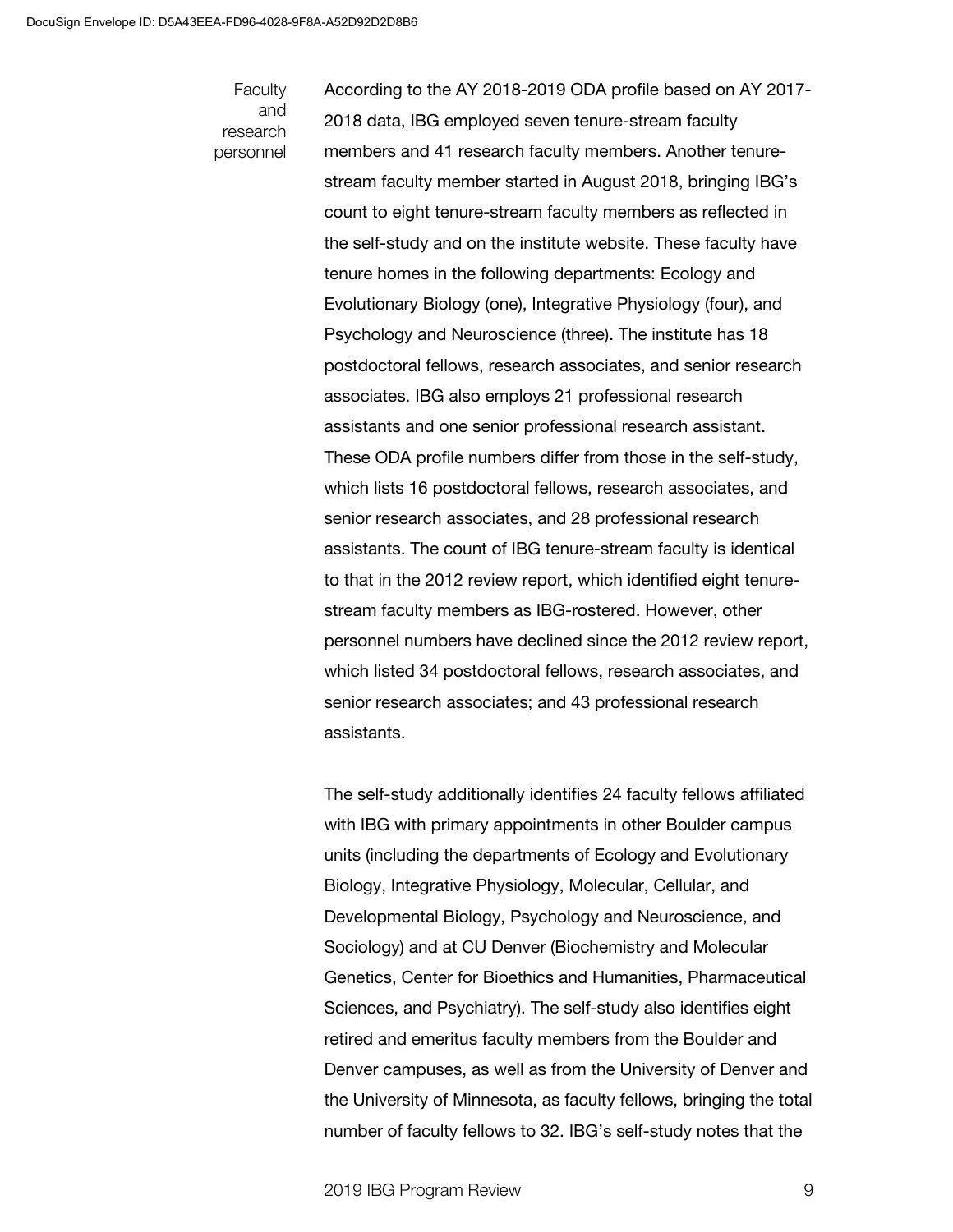### Faculty and research personnel

According to the AY 2018-2019 ODA profile based on AY 2017-2018 data, IBG employed seven tenure-stream faculty members and 41 research faculty members. Another tenure-stream faculty member started in August 2018, bringing IBG's count to eight tenure-stream faculty members as reflected in the self-study and on the institute website. These faculty have tenure homes in the following departments: Ecology and Evolutionary Biology (one), Integrative Physiology (four), and Psychology and Neuroscience (three). The institute has 18 postdoctoral fellows, research associates, and senior research associates. IBG also employs 21 professional research assistants and one senior professional research assistant. These ODA profile numbers differ from those in the self-study, which lists 16 postdoctoral fellows, research associates, and senior research associates, and 28 professional research assistants. The count of IBG tenure-stream faculty is identical to that in the 2012 review report, which identified eight tenure-stream faculty members as IBG-rostered. However, other personnel numbers have declined since the 2012 review report, which listed 34 postdoctoral fellows, research associates, and senior research associates; and 43 professional research assistants.

The self-study additionally identifies 24 faculty fellows affiliated with IBG with primary appointments in other Boulder campus units (including the departments of Ecology and Evolutionary Biology, Integrative Physiology, Molecular, Cellular, and Developmental Biology, Psychology and Neuroscience, and Sociology) and at CU Denver (Biochemistry and Molecular Genetics, Center for Bioethics and Humanities, Pharmaceutical Sciences, and Psychiatry). The self-study also identifies eight retired and emeritus faculty members from the Boulder and Denver campuses, as well as from the University of Denver and the University of Minnesota, as faculty fellows, bringing the total number of faculty fellows to 32. IBG's self-study notes that the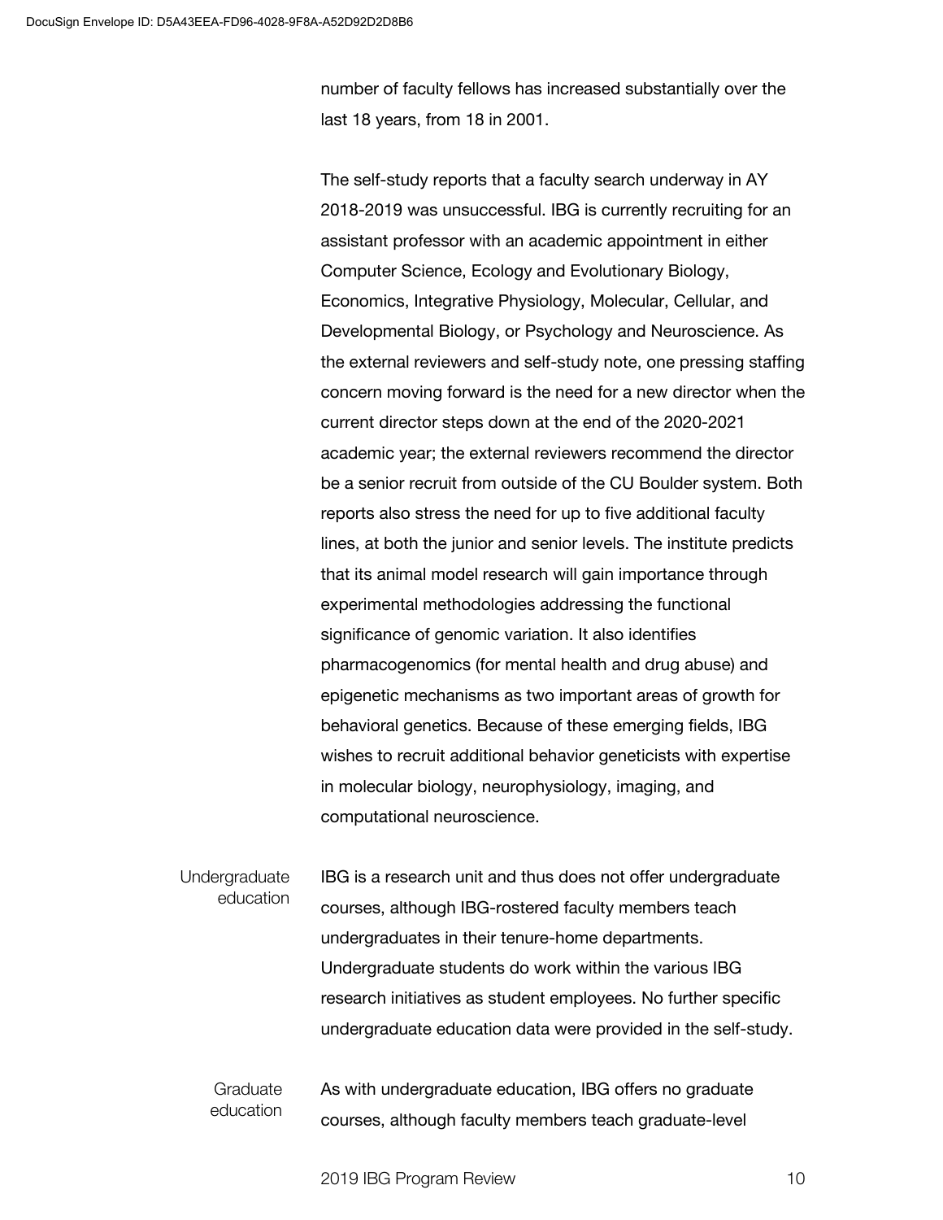number of faculty fellows has increased substantially over the last 18 years, from 18 in 2001.

The self-study reports that a faculty search underway in AY 2018-2019 was unsuccessful. IBG is currently recruiting for an assistant professor with an academic appointment in either Computer Science, Ecology and Evolutionary Biology, Economics, Integrative Physiology, Molecular, Cellular, and Developmental Biology, or Psychology and Neuroscience. As the external reviewers and self-study note, one pressing staffing concern moving forward is the need for a new director when the current director steps down at the end of the 2020-2021 academic year; the external reviewers recommend the director be a senior recruit from outside of the CU Boulder system. Both reports also stress the need for up to five additional faculty lines, at both the junior and senior levels. The institute predicts that its animal model research will gain importance through experimental methodologies addressing the functional significance of genomic variation. It also identifies pharmacogenomics (for mental health and drug abuse) and epigenetic mechanisms as two important areas of growth for behavioral genetics. Because of these emerging fields, IBG wishes to recruit additional behavior geneticists with expertise in molecular biology, neurophysiology, imaging, and computational neuroscience.

**Undergraduate education**

IBG is a research unit and thus does not offer undergraduate courses, although IBG-rostered faculty members teach undergraduates in their tenure-home departments. Undergraduate students do work within the various IBG research initiatives as student employees. No further specific undergraduate education data were provided in the self-study.

**Graduate education**

As with undergraduate education, IBG offers no graduate courses, although faculty members teach graduate-level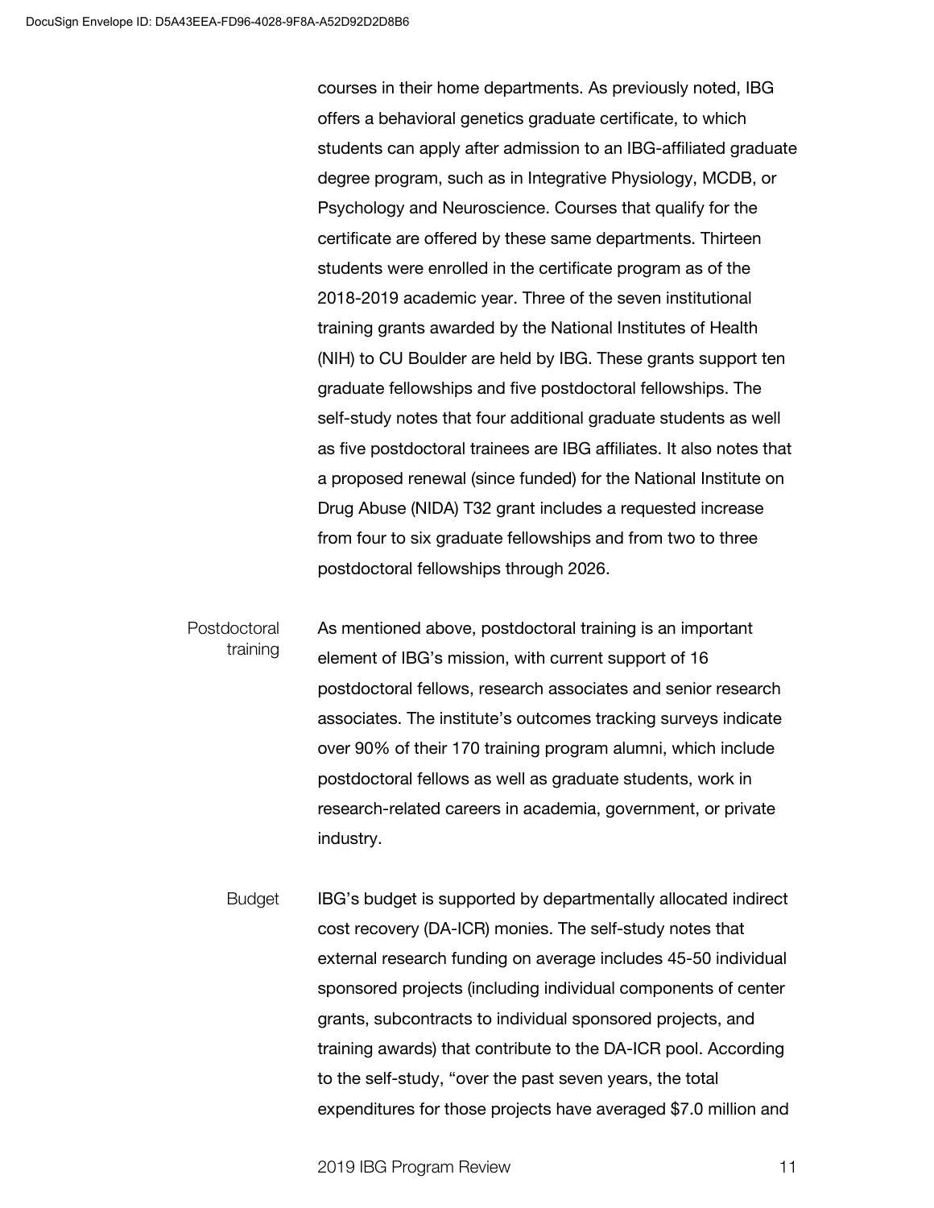courses in their home departments. As previously noted, IBG offers a behavioral genetics graduate certificate, to which students can apply after admission to an IBG-affiliated graduate degree program, such as in Integrative Physiology, MCDB, or Psychology and Neuroscience. Courses that qualify for the certificate are offered by these same departments. Thirteen students were enrolled in the certificate program as of the 2018-2019 academic year. Three of the seven institutional training grants awarded by the National Institutes of Health (NIH) to CU Boulder are held by IBG. These grants support ten graduate fellowships and five postdoctoral fellowships. The self-study notes that four additional graduate students as well as five postdoctoral trainees are IBG affiliates. It also notes that a proposed renewal (since funded) for the National Institute on Drug Abuse (NIDA) T32 grant includes a requested increase from four to six graduate fellowships and from two to three postdoctoral fellowships through 2026.

### Postdoctoral training

As mentioned above, postdoctoral training is an important element of IBG's mission, with current support of 16 postdoctoral fellows, research associates and senior research associates. The institute's outcomes tracking surveys indicate over 90% of their 170 training program alumni, which include postdoctoral fellows as well as graduate students, work in research-related careers in academia, government, or private industry.

### Budget

IBG's budget is supported by departmentally allocated indirect cost recovery (DA-ICR) monies. The self-study notes that external research funding on average includes 45-50 individual sponsored projects (including individual components of center grants, subcontracts to individual sponsored projects, and training awards) that contribute to the DA-ICR pool. According to the self-study, "over the past seven years, the total expenditures for those projects have averaged $7.0 million and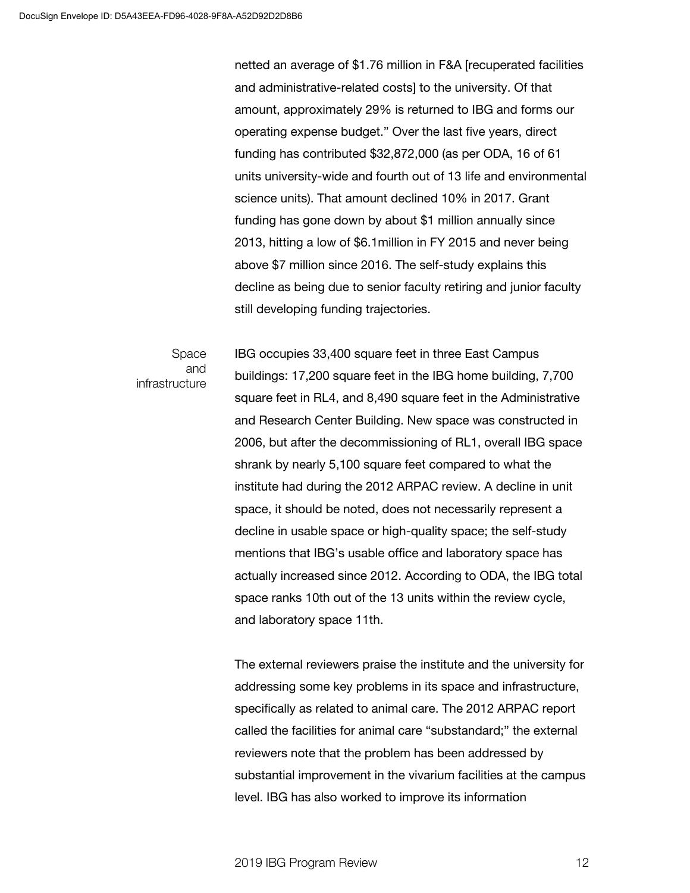netted an average of $1.76 million in F&A [recuperated facilities and administrative-related costs] to the university. Of that amount, approximately 29% is returned to IBG and forms our operating expense budget." Over the last five years, direct funding has contributed $32,872,000 (as per ODA, 16 of 61 units university-wide and fourth out of 13 life and environmental science units). That amount declined 10% in 2017. Grant funding has gone down by about $1 million annually since 2013, hitting a low of $6.1million in FY 2015 and never being above $7 million since 2016. The self-study explains this decline as being due to senior faculty retiring and junior faculty still developing funding trajectories.

### Space and infrastructure

IBG occupies 33,400 square feet in three East Campus buildings: 17,200 square feet in the IBG home building, 7,700 square feet in RL4, and 8,490 square feet in the Administrative and Research Center Building. New space was constructed in 2006, but after the decommissioning of RL1, overall IBG space shrank by nearly 5,100 square feet compared to what the institute had during the 2012 ARPAC review. A decline in unit space, it should be noted, does not necessarily represent a decline in usable space or high-quality space; the self-study mentions that IBG's usable office and laboratory space has actually increased since 2012. According to ODA, the IBG total space ranks 10th out of the 13 units within the review cycle, and laboratory space 11th.

The external reviewers praise the institute and the university for addressing some key problems in its space and infrastructure, specifically as related to animal care. The 2012 ARPAC report called the facilities for animal care "substandard;" the external reviewers note that the problem has been addressed by substantial improvement in the vivarium facilities at the campus level. IBG has also worked to improve its information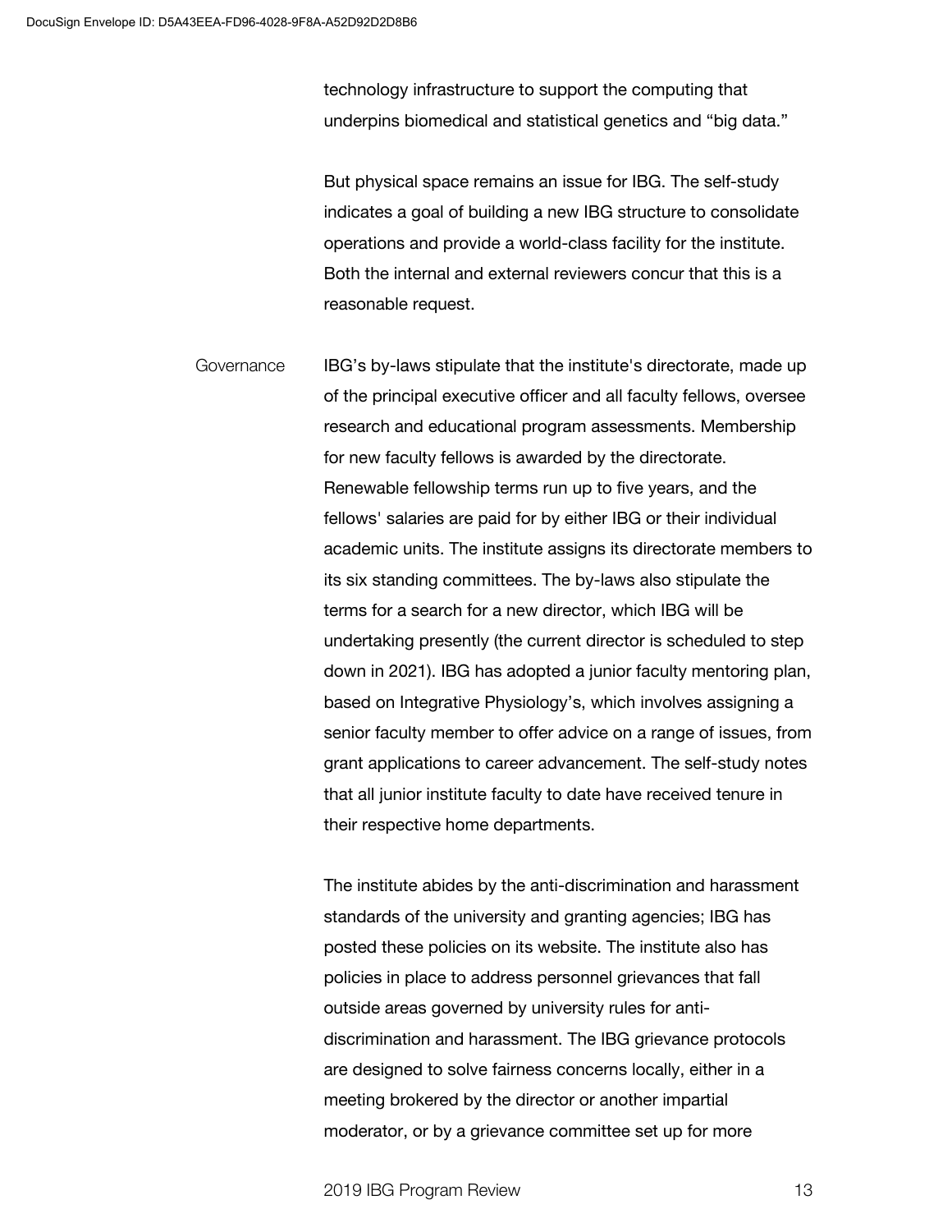technology infrastructure to support the computing that underpins biomedical and statistical genetics and "big data."

But physical space remains an issue for IBG. The self-study indicates a goal of building a new IBG structure to consolidate operations and provide a world-class facility for the institute. Both the internal and external reviewers concur that this is a reasonable request.

### Governance

IBG's by-laws stipulate that the institute's directorate, made up of the principal executive officer and all faculty fellows, oversee research and educational program assessments. Membership for new faculty fellows is awarded by the directorate. Renewable fellowship terms run up to five years, and the fellows' salaries are paid for by either IBG or their individual academic units. The institute assigns its directorate members to its six standing committees. The by-laws also stipulate the terms for a search for a new director, which IBG will be undertaking presently (the current director is scheduled to step down in 2021). IBG has adopted a junior faculty mentoring plan, based on Integrative Physiology's, which involves assigning a senior faculty member to offer advice on a range of issues, from grant applications to career advancement. The self-study notes that all junior institute faculty to date have received tenure in their respective home departments.

The institute abides by the anti-discrimination and harassment standards of the university and granting agencies; IBG has posted these policies on its website. The institute also has policies in place to address personnel grievances that fall outside areas governed by university rules for anti-discrimination and harassment. The IBG grievance protocols are designed to solve fairness concerns locally, either in a meeting brokered by the director or another impartial moderator, or by a grievance committee set up for more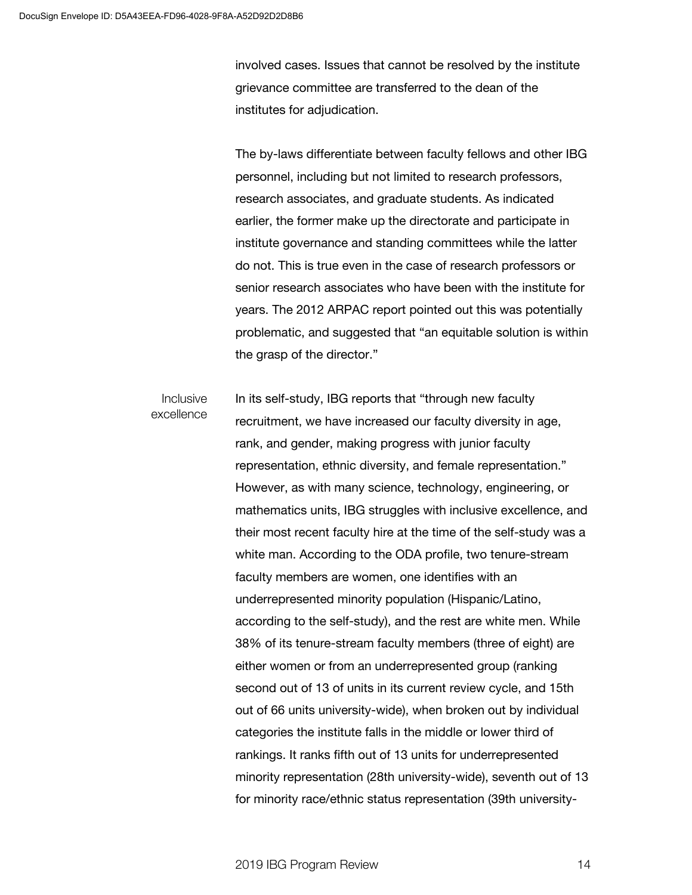involved cases. Issues that cannot be resolved by the institute grievance committee are transferred to the dean of the institutes for adjudication.

The by-laws differentiate between faculty fellows and other IBG personnel, including but not limited to research professors, research associates, and graduate students. As indicated earlier, the former make up the directorate and participate in institute governance and standing committees while the latter do not. This is true even in the case of research professors or senior research associates who have been with the institute for years. The 2012 ARPAC report pointed out this was potentially problematic, and suggested that "an equitable solution is within the grasp of the director."

**Inclusive excellence**

In its self-study, IBG reports that "through new faculty recruitment, we have increased our faculty diversity in age, rank, and gender, making progress with junior faculty representation, ethnic diversity, and female representation." However, as with many science, technology, engineering, or mathematics units, IBG struggles with inclusive excellence, and their most recent faculty hire at the time of the self-study was a white man. According to the ODA profile, two tenure-stream faculty members are women, one identifies with an underrepresented minority population (Hispanic/Latino, according to the self-study), and the rest are white men. While 38% of its tenure-stream faculty members (three of eight) are either women or from an underrepresented group (ranking second out of 13 of units in its current review cycle, and 15th out of 66 units university-wide), when broken out by individual categories the institute falls in the middle or lower third of rankings. It ranks fifth out of 13 units for underrepresented minority representation (28th university-wide), seventh out of 13 for minority race/ethnic status representation (39th university-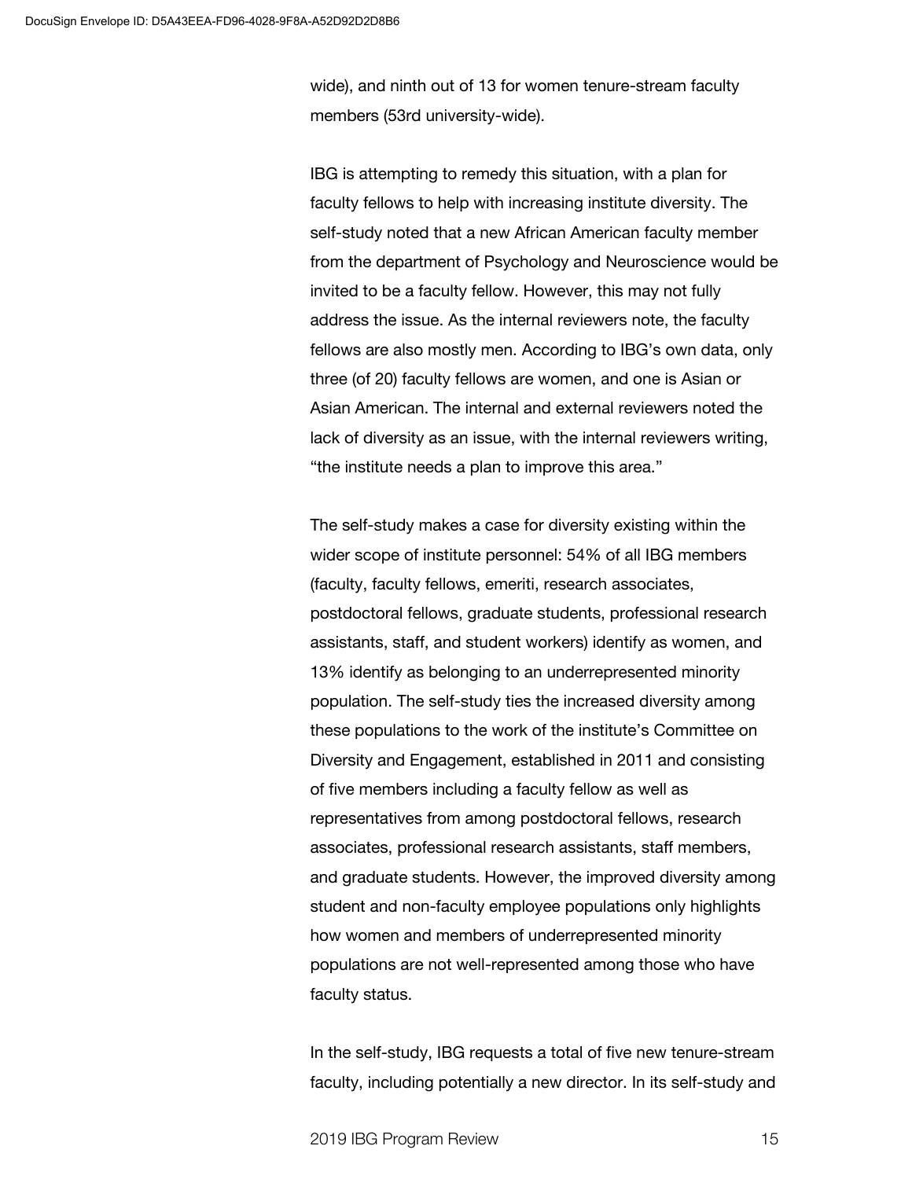wide), and ninth out of 13 for women tenure-stream faculty members (53rd university-wide).

IBG is attempting to remedy this situation, with a plan for faculty fellows to help with increasing institute diversity. The self-study noted that a new African American faculty member from the department of Psychology and Neuroscience would be invited to be a faculty fellow. However, this may not fully address the issue. As the internal reviewers note, the faculty fellows are also mostly men. According to IBG's own data, only three (of 20) faculty fellows are women, and one is Asian or Asian American. The internal and external reviewers noted the lack of diversity as an issue, with the internal reviewers writing, "the institute needs a plan to improve this area."

The self-study makes a case for diversity existing within the wider scope of institute personnel: 54% of all IBG members (faculty, faculty fellows, emeriti, research associates, postdoctoral fellows, graduate students, professional research assistants, staff, and student workers) identify as women, and 13% identify as belonging to an underrepresented minority population. The self-study ties the increased diversity among these populations to the work of the institute's Committee on Diversity and Engagement, established in 2011 and consisting of five members including a faculty fellow as well as representatives from among postdoctoral fellows, research associates, professional research assistants, staff members, and graduate students. However, the improved diversity among student and non-faculty employee populations only highlights how women and members of underrepresented minority populations are not well-represented among those who have faculty status.

In the self-study, IBG requests a total of five new tenure-stream faculty, including potentially a new director. In its self-study and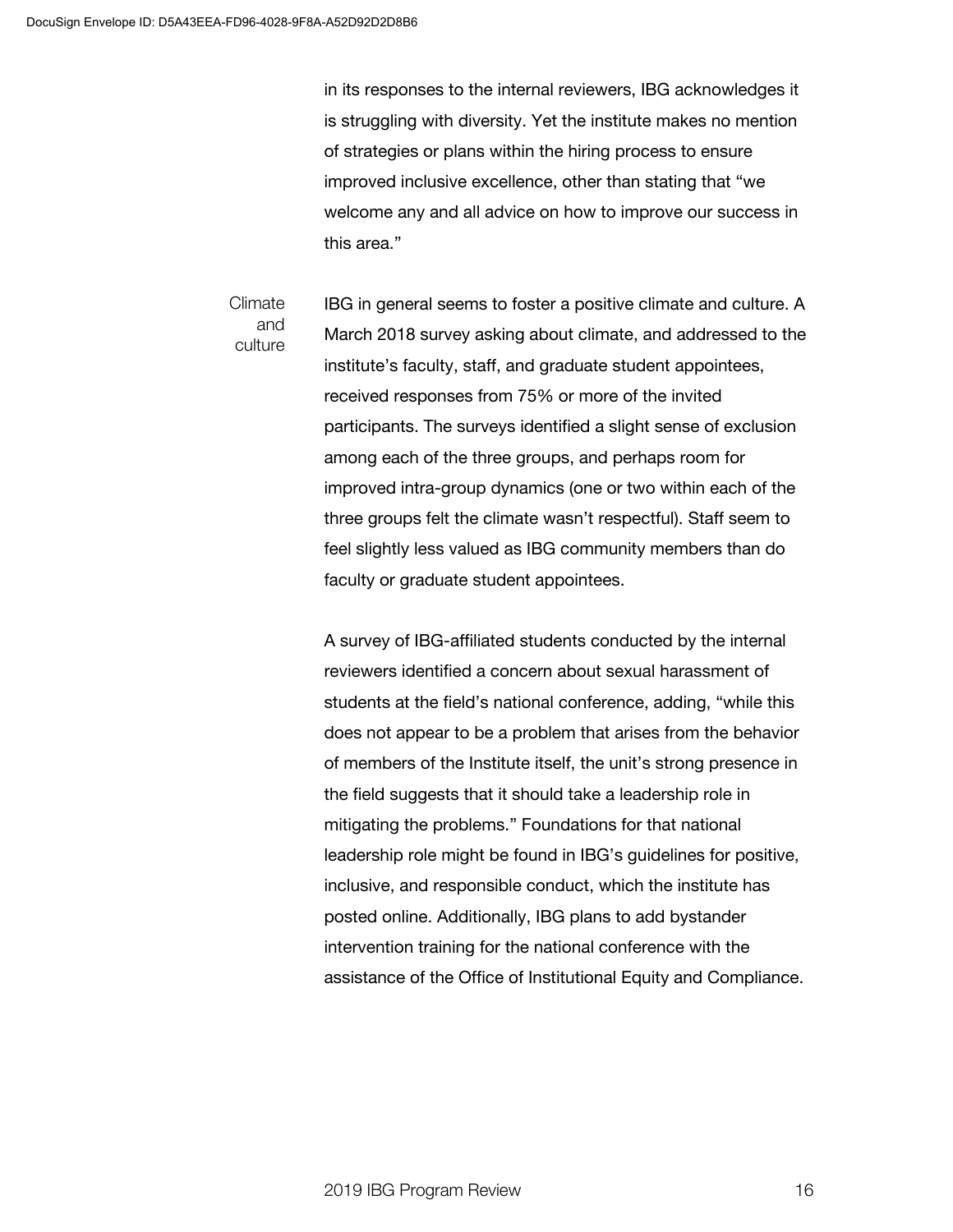in its responses to the internal reviewers, IBG acknowledges it is struggling with diversity. Yet the institute makes no mention of strategies or plans within the hiring process to ensure improved inclusive excellence, other than stating that “we welcome any and all advice on how to improve our success in this area.”

### Climate and culture

IBG in general seems to foster a positive climate and culture. A March 2018 survey asking about climate, and addressed to the institute’s faculty, staff, and graduate student appointees, received responses from 75% or more of the invited participants. The surveys identified a slight sense of exclusion among each of the three groups, and perhaps room for improved intra-group dynamics (one or two within each of the three groups felt the climate wasn’t respectful). Staff seem to feel slightly less valued as IBG community members than do faculty or graduate student appointees.

A survey of IBG-affiliated students conducted by the internal reviewers identified a concern about sexual harassment of students at the field’s national conference, adding, “while this does not appear to be a problem that arises from the behavior of members of the Institute itself, the unit’s strong presence in the field suggests that it should take a leadership role in mitigating the problems.” Foundations for that national leadership role might be found in IBG’s guidelines for positive, inclusive, and responsible conduct, which the institute has posted online. Additionally, IBG plans to add bystander intervention training for the national conference with the assistance of the Office of Institutional Equity and Compliance.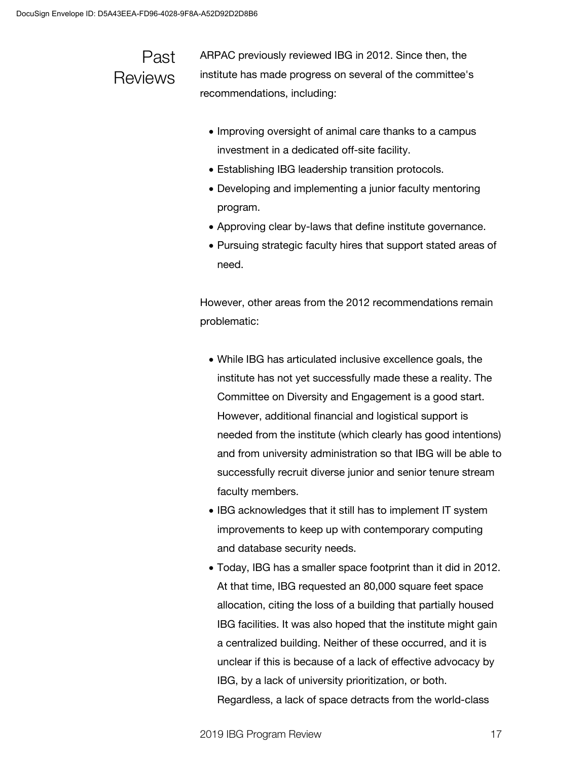## Past Reviews

ARPAC previously reviewed IBG in 2012. Since then, the institute has made progress on several of the committee's recommendations, including:

- Improving oversight of animal care thanks to a campus investment in a dedicated off-site facility.
- Establishing IBG leadership transition protocols.
- Developing and implementing a junior faculty mentoring program.
- Approving clear by-laws that define institute governance.
- Pursuing strategic faculty hires that support stated areas of need.

However, other areas from the 2012 recommendations remain problematic:

- While IBG has articulated inclusive excellence goals, the institute has not yet successfully made these a reality. The Committee on Diversity and Engagement is a good start. However, additional financial and logistical support is needed from the institute (which clearly has good intentions) and from university administration so that IBG will be able to successfully recruit diverse junior and senior tenure stream faculty members.
- IBG acknowledges that it still has to implement IT system improvements to keep up with contemporary computing and database security needs.
- Today, IBG has a smaller space footprint than it did in 2012. At that time, IBG requested an 80,000 square feet space allocation, citing the loss of a building that partially housed IBG facilities. It was also hoped that the institute might gain a centralized building. Neither of these occurred, and it is unclear if this is because of a lack of effective advocacy by IBG, by a lack of university prioritization, or both. Regardless, a lack of space detracts from the world-class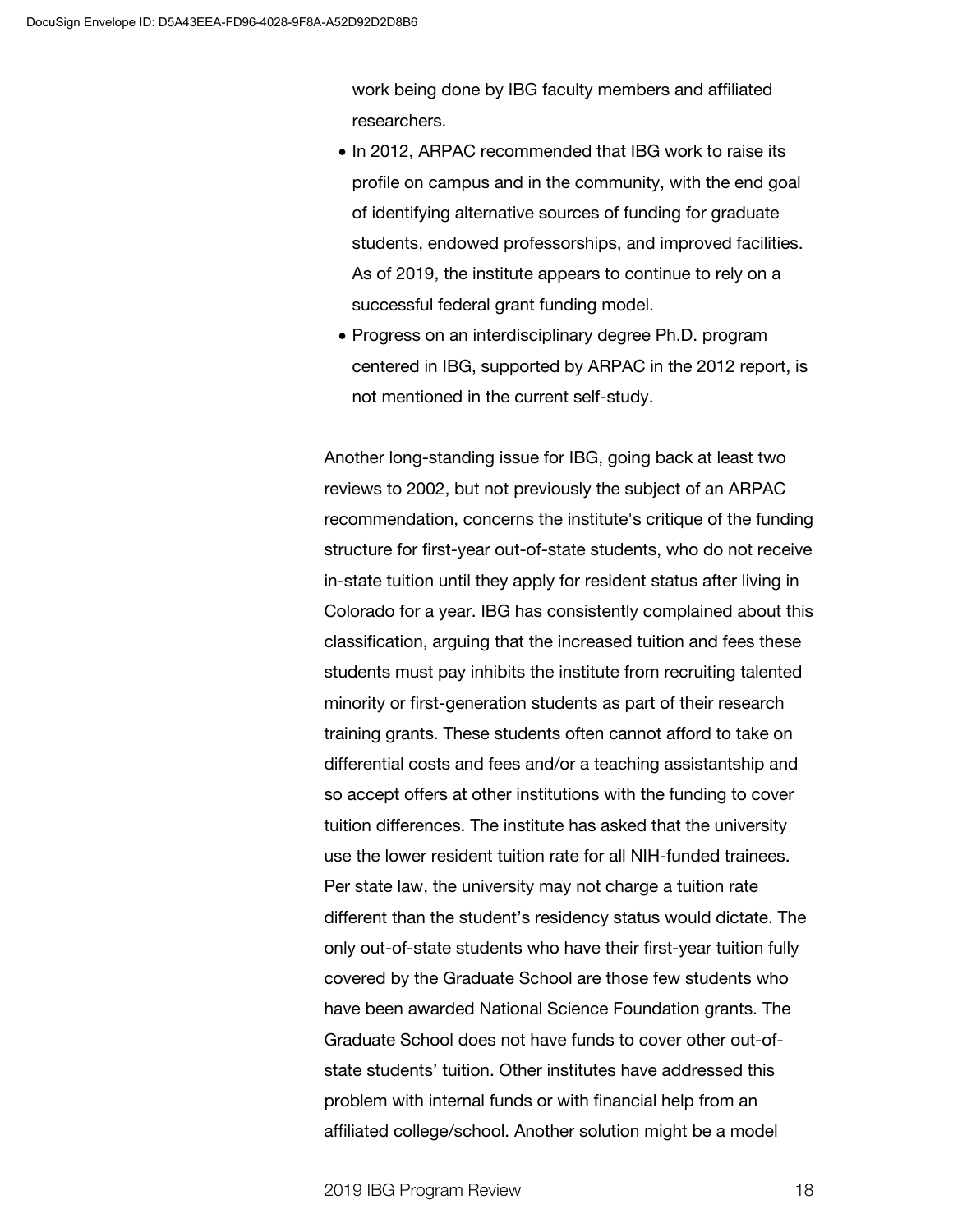work being done by IBG faculty members and affiliated researchers.

- In 2012, ARPAC recommended that IBG work to raise its profile on campus and in the community, with the end goal of identifying alternative sources of funding for graduate students, endowed professorships, and improved facilities. As of 2019, the institute appears to continue to rely on a successful federal grant funding model.
- Progress on an interdisciplinary degree Ph.D. program centered in IBG, supported by ARPAC in the 2012 report, is not mentioned in the current self-study.

Another long-standing issue for IBG, going back at least two reviews to 2002, but not previously the subject of an ARPAC recommendation, concerns the institute's critique of the funding structure for first-year out-of-state students, who do not receive in-state tuition until they apply for resident status after living in Colorado for a year. IBG has consistently complained about this classification, arguing that the increased tuition and fees these students must pay inhibits the institute from recruiting talented minority or first-generation students as part of their research training grants. These students often cannot afford to take on differential costs and fees and/or a teaching assistantship and so accept offers at other institutions with the funding to cover tuition differences. The institute has asked that the university use the lower resident tuition rate for all NIH-funded trainees. Per state law, the university may not charge a tuition rate different than the student's residency status would dictate. The only out-of-state students who have their first-year tuition fully covered by the Graduate School are those few students who have been awarded National Science Foundation grants. The Graduate School does not have funds to cover other out-of-state students' tuition. Other institutes have addressed this problem with internal funds or with financial help from an affiliated college/school. Another solution might be a model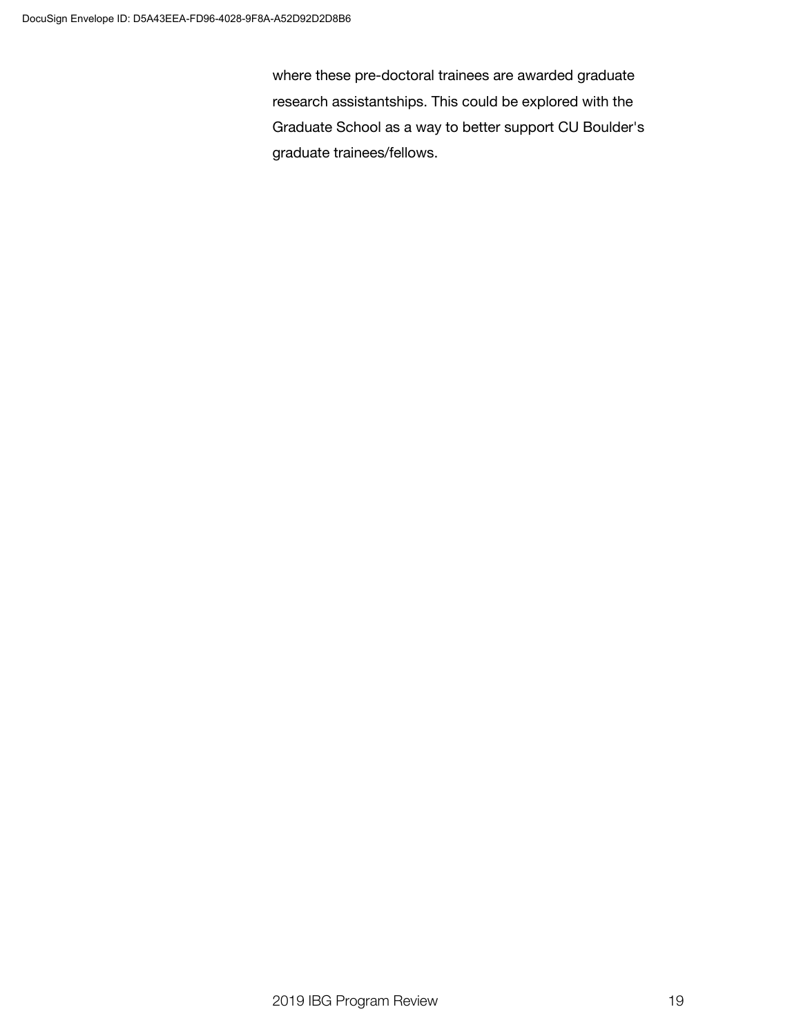where these pre-doctoral trainees are awarded graduate research assistantships. This could be explored with the Graduate School as a way to better support CU Boulder's graduate trainees/fellows.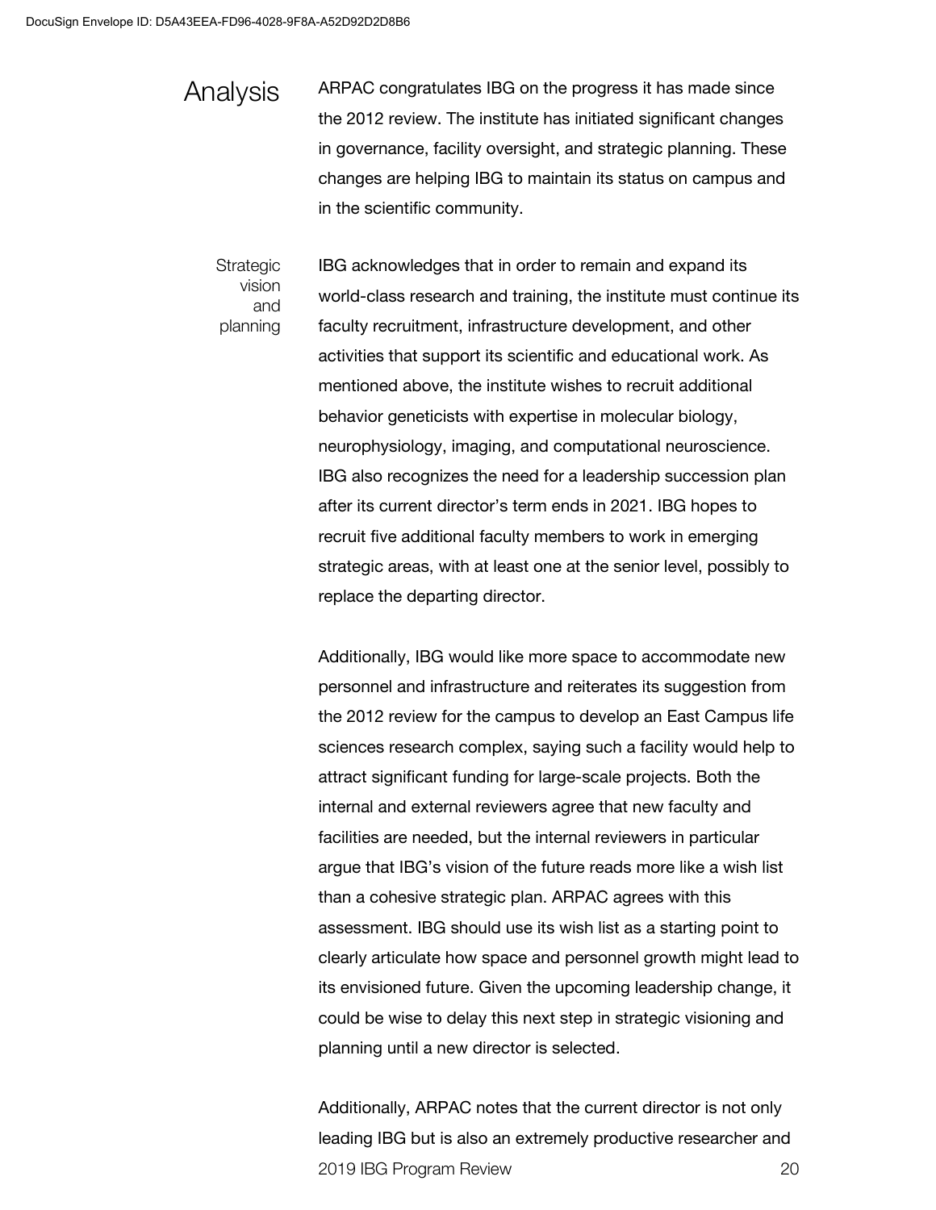## Analysis

ARPAC congratulates IBG on the progress it has made since the 2012 review. The institute has initiated significant changes in governance, facility oversight, and strategic planning. These changes are helping IBG to maintain its status on campus and in the scientific community.

### Strategic vision and planning

IBG acknowledges that in order to remain and expand its world-class research and training, the institute must continue its faculty recruitment, infrastructure development, and other activities that support its scientific and educational work. As mentioned above, the institute wishes to recruit additional behavior geneticists with expertise in molecular biology, neurophysiology, imaging, and computational neuroscience. IBG also recognizes the need for a leadership succession plan after its current director's term ends in 2021. IBG hopes to recruit five additional faculty members to work in emerging strategic areas, with at least one at the senior level, possibly to replace the departing director.

Additionally, IBG would like more space to accommodate new personnel and infrastructure and reiterates its suggestion from the 2012 review for the campus to develop an East Campus life sciences research complex, saying such a facility would help to attract significant funding for large-scale projects. Both the internal and external reviewers agree that new faculty and facilities are needed, but the internal reviewers in particular argue that IBG's vision of the future reads more like a wish list than a cohesive strategic plan. ARPAC agrees with this assessment. IBG should use its wish list as a starting point to clearly articulate how space and personnel growth might lead to its envisioned future. Given the upcoming leadership change, it could be wise to delay this next step in strategic visioning and planning until a new director is selected.

Additionally, ARPAC notes that the current director is not only leading IBG but is also an extremely productive researcher and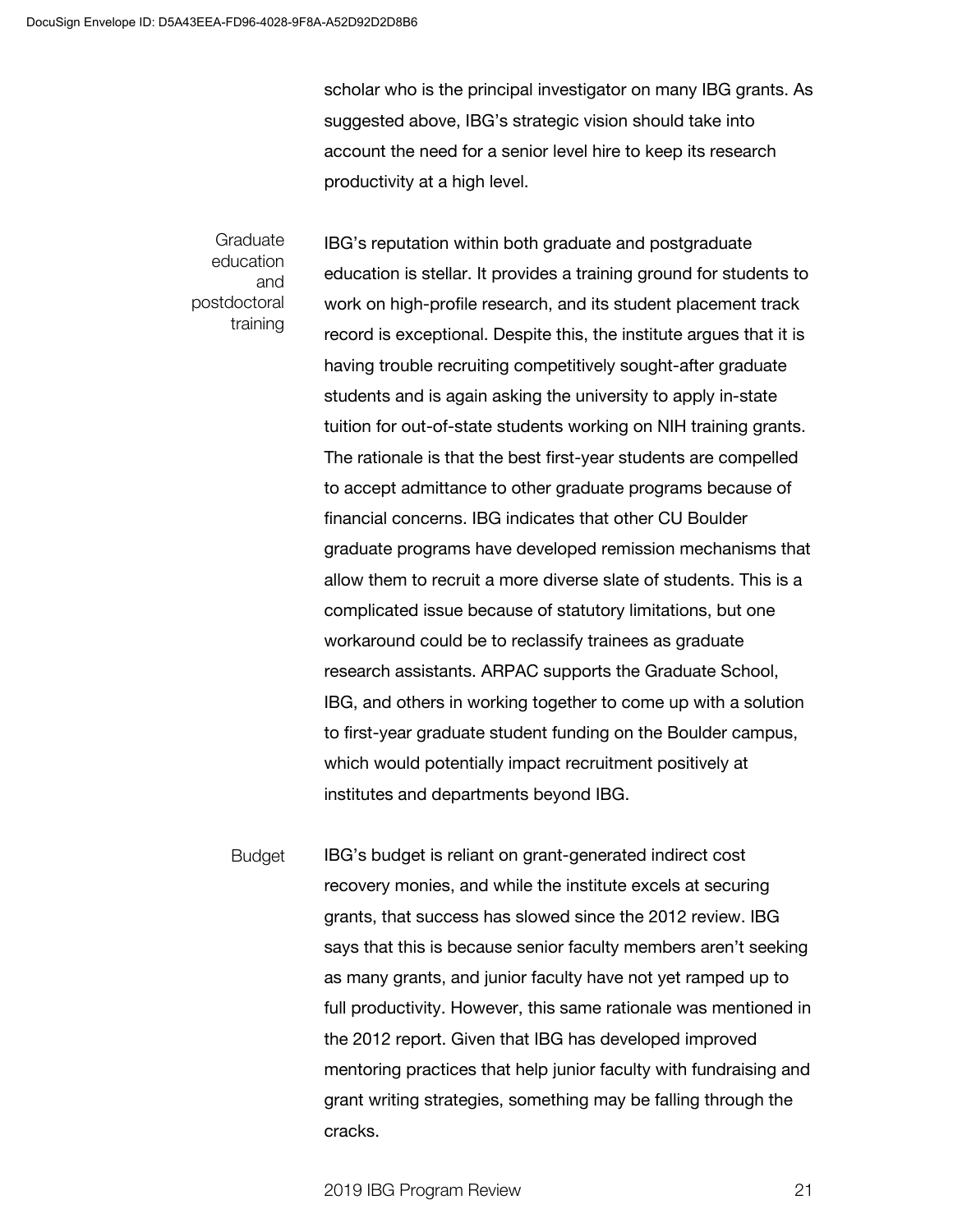scholar who is the principal investigator on many IBG grants. As suggested above, IBG's strategic vision should take into account the need for a senior level hire to keep its research productivity at a high level.

**Graduate education and postdoctoral training**

IBG's reputation within both graduate and postgraduate education is stellar. It provides a training ground for students to work on high-profile research, and its student placement track record is exceptional. Despite this, the institute argues that it is having trouble recruiting competitively sought-after graduate students and is again asking the university to apply in-state tuition for out-of-state students working on NIH training grants. The rationale is that the best first-year students are compelled to accept admittance to other graduate programs because of financial concerns. IBG indicates that other CU Boulder graduate programs have developed remission mechanisms that allow them to recruit a more diverse slate of students. This is a complicated issue because of statutory limitations, but one workaround could be to reclassify trainees as graduate research assistants. ARPAC supports the Graduate School, IBG, and others in working together to come up with a solution to first-year graduate student funding on the Boulder campus, which would potentially impact recruitment positively at institutes and departments beyond IBG.

**Budget**

IBG's budget is reliant on grant-generated indirect cost recovery monies, and while the institute excels at securing grants, that success has slowed since the 2012 review. IBG says that this is because senior faculty members aren't seeking as many grants, and junior faculty have not yet ramped up to full productivity. However, this same rationale was mentioned in the 2012 report. Given that IBG has developed improved mentoring practices that help junior faculty with fundraising and grant writing strategies, something may be falling through the cracks.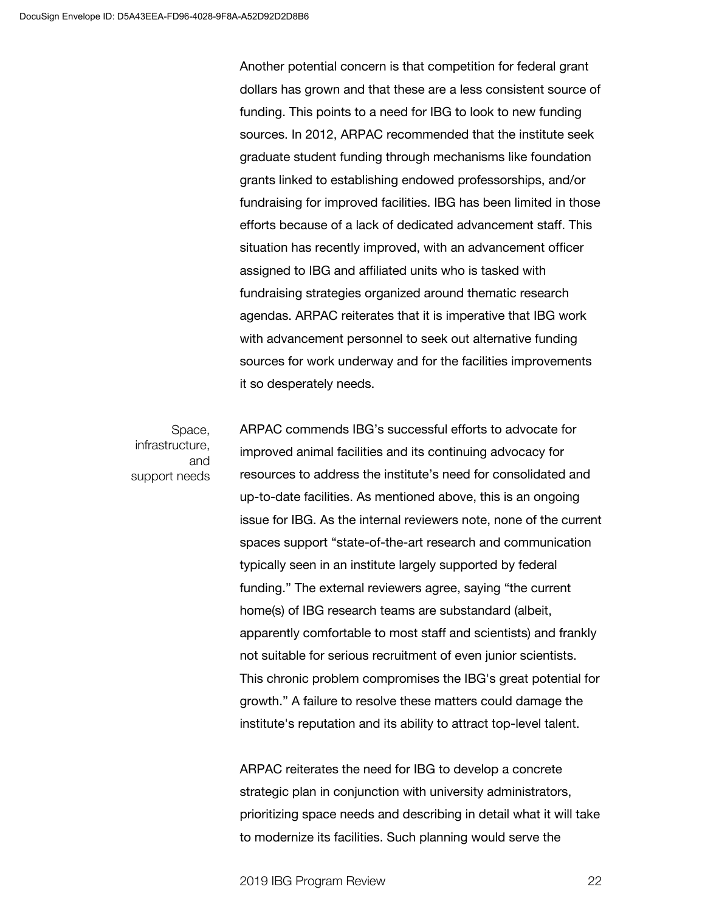Another potential concern is that competition for federal grant dollars has grown and that these are a less consistent source of funding. This points to a need for IBG to look to new funding sources. In 2012, ARPAC recommended that the institute seek graduate student funding through mechanisms like foundation grants linked to establishing endowed professorships, and/or fundraising for improved facilities. IBG has been limited in those efforts because of a lack of dedicated advancement staff. This situation has recently improved, with an advancement officer assigned to IBG and affiliated units who is tasked with fundraising strategies organized around thematic research agendas. ARPAC reiterates that it is imperative that IBG work with advancement personnel to seek out alternative funding sources for work underway and for the facilities improvements it so desperately needs.

#### Space, infrastructure, and support needs

ARPAC commends IBG's successful efforts to advocate for improved animal facilities and its continuing advocacy for resources to address the institute's need for consolidated and up-to-date facilities. As mentioned above, this is an ongoing issue for IBG. As the internal reviewers note, none of the current spaces support "state-of-the-art research and communication typically seen in an institute largely supported by federal funding." The external reviewers agree, saying "the current home(s) of IBG research teams are substandard (albeit, apparently comfortable to most staff and scientists) and frankly not suitable for serious recruitment of even junior scientists. This chronic problem compromises the IBG's great potential for growth." A failure to resolve these matters could damage the institute's reputation and its ability to attract top-level talent.

ARPAC reiterates the need for IBG to develop a concrete strategic plan in conjunction with university administrators, prioritizing space needs and describing in detail what it will take to modernize its facilities. Such planning would serve the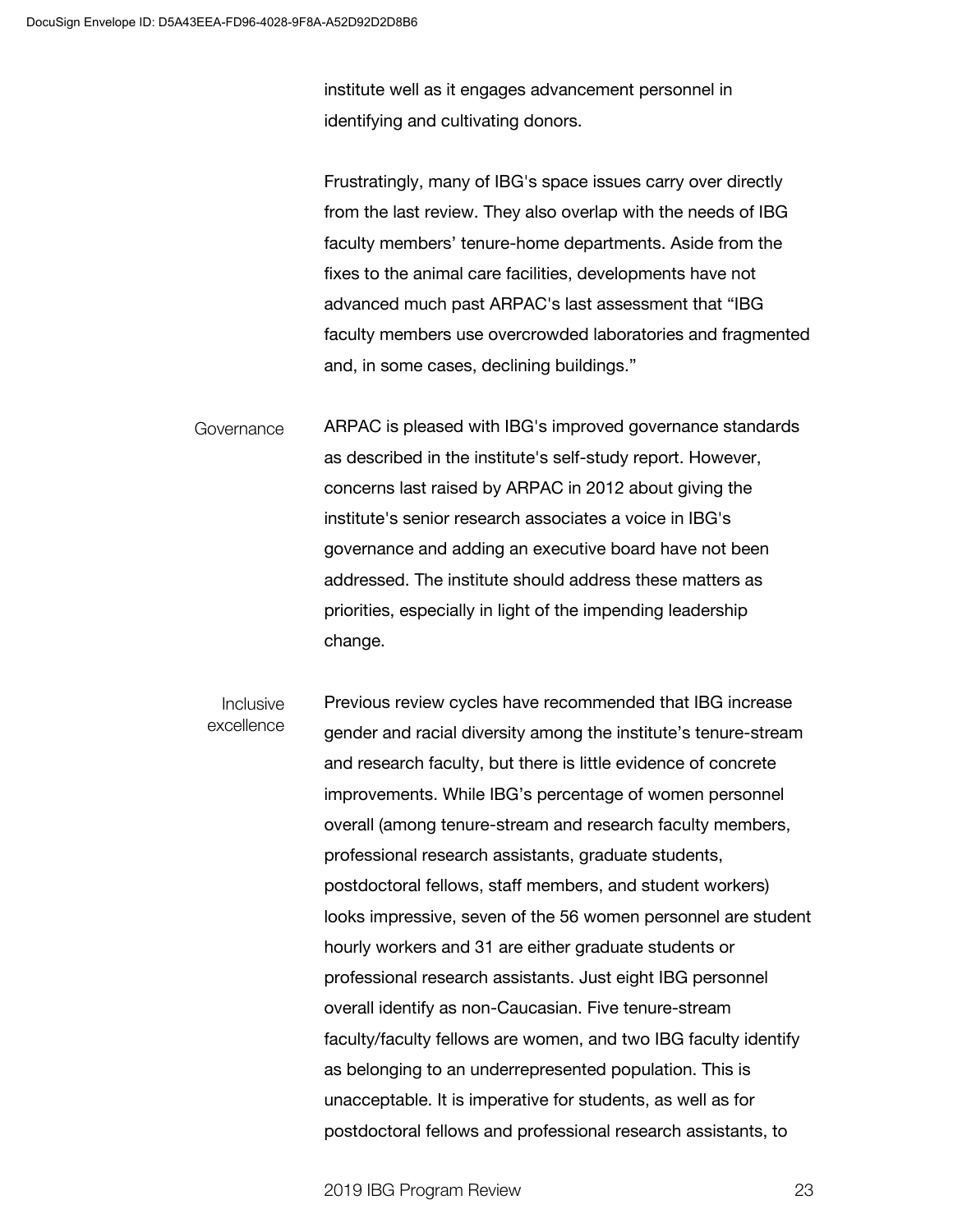institute well as it engages advancement personnel in identifying and cultivating donors.

Frustratingly, many of IBG's space issues carry over directly from the last review. They also overlap with the needs of IBG faculty members' tenure-home departments. Aside from the fixes to the animal care facilities, developments have not advanced much past ARPAC's last assessment that "IBG faculty members use overcrowded laboratories and fragmented and, in some cases, declining buildings."

**Governance**

ARPAC is pleased with IBG's improved governance standards as described in the institute's self-study report. However, concerns last raised by ARPAC in 2012 about giving the institute's senior research associates a voice in IBG's governance and adding an executive board have not been addressed. The institute should address these matters as priorities, especially in light of the impending leadership change.

**Inclusive excellence**

Previous review cycles have recommended that IBG increase gender and racial diversity among the institute's tenure-stream and research faculty, but there is little evidence of concrete improvements. While IBG's percentage of women personnel overall (among tenure-stream and research faculty members, professional research assistants, graduate students, postdoctoral fellows, staff members, and student workers) looks impressive, seven of the 56 women personnel are student hourly workers and 31 are either graduate students or professional research assistants. Just eight IBG personnel overall identify as non-Caucasian. Five tenure-stream faculty/faculty fellows are women, and two IBG faculty identify as belonging to an underrepresented population. This is unacceptable. It is imperative for students, as well as for postdoctoral fellows and professional research assistants, to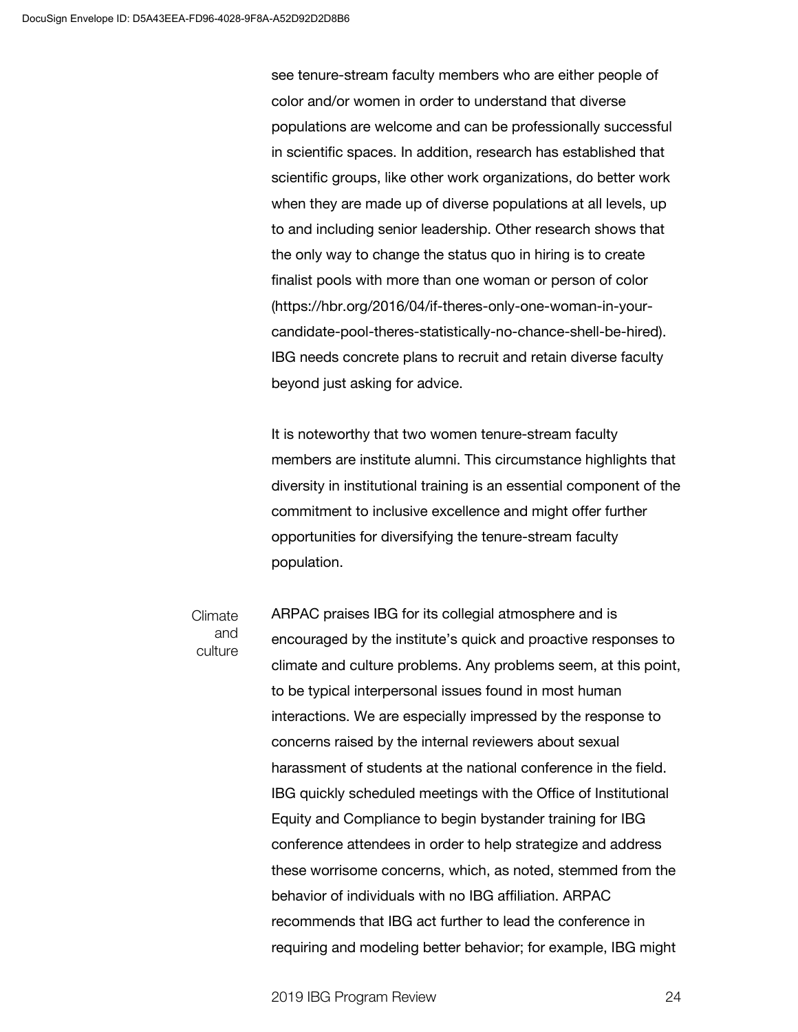see tenure-stream faculty members who are either people of color and/or women in order to understand that diverse populations are welcome and can be professionally successful in scientific spaces. In addition, research has established that scientific groups, like other work organizations, do better work when they are made up of diverse populations at all levels, up to and including senior leadership. Other research shows that the only way to change the status quo in hiring is to create finalist pools with more than one woman or person of color (https://hbr.org/2016/04/if-theres-only-one-woman-in-your-candidate-pool-theres-statistically-no-chance-shell-be-hired). IBG needs concrete plans to recruit and retain diverse faculty beyond just asking for advice.

It is noteworthy that two women tenure-stream faculty members are institute alumni. This circumstance highlights that diversity in institutional training is an essential component of the commitment to inclusive excellence and might offer further opportunities for diversifying the tenure-stream faculty population.

**Climate and culture**

ARPAC praises IBG for its collegial atmosphere and is encouraged by the institute's quick and proactive responses to climate and culture problems. Any problems seem, at this point, to be typical interpersonal issues found in most human interactions. We are especially impressed by the response to concerns raised by the internal reviewers about sexual harassment of students at the national conference in the field. IBG quickly scheduled meetings with the Office of Institutional Equity and Compliance to begin bystander training for IBG conference attendees in order to help strategize and address these worrisome concerns, which, as noted, stemmed from the behavior of individuals with no IBG affiliation. ARPAC recommends that IBG act further to lead the conference in requiring and modeling better behavior; for example, IBG might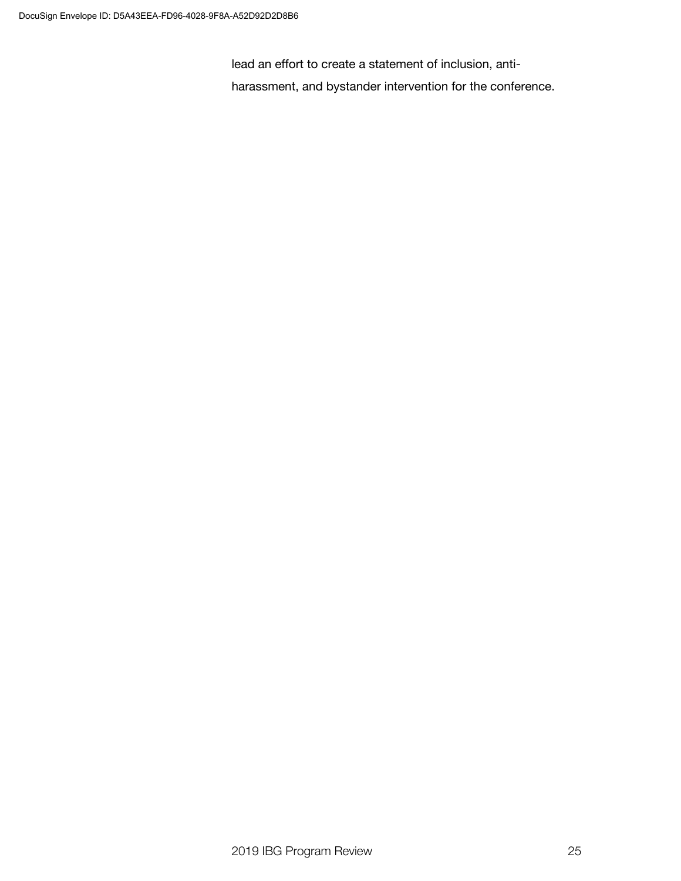lead an effort to create a statement of inclusion, anti-harassment, and bystander intervention for the conference.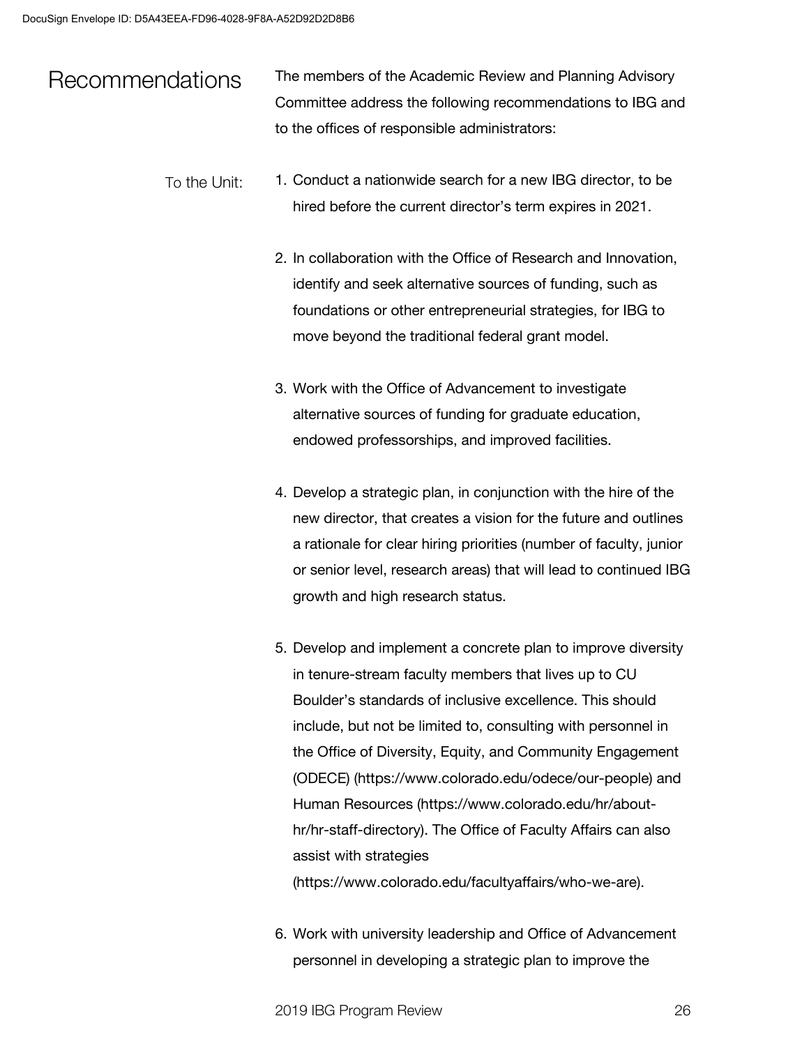## Recommendations

The members of the Academic Review and Planning Advisory Committee address the following recommendations to IBG and to the offices of responsible administrators:

### To the Unit:

1. Conduct a nationwide search for a new IBG director, to be hired before the current director's term expires in 2021.

2. In collaboration with the Office of Research and Innovation, identify and seek alternative sources of funding, such as foundations or other entrepreneurial strategies, for IBG to move beyond the traditional federal grant model.

3. Work with the Office of Advancement to investigate alternative sources of funding for graduate education, endowed professorships, and improved facilities.

4. Develop a strategic plan, in conjunction with the hire of the new director, that creates a vision for the future and outlines a rationale for clear hiring priorities (number of faculty, junior or senior level, research areas) that will lead to continued IBG growth and high research status.

5. Develop and implement a concrete plan to improve diversity in tenure-stream faculty members that lives up to CU Boulder's standards of inclusive excellence. This should include, but not be limited to, consulting with personnel in the Office of Diversity, Equity, and Community Engagement (ODECE) (https://www.colorado.edu/odece/our-people) and Human Resources (https://www.colorado.edu/hr/about-hr/hr-staff-directory). The Office of Faculty Affairs can also assist with strategies (https://www.colorado.edu/facultyaffairs/who-we-are).

6. Work with university leadership and Office of Advancement personnel in developing a strategic plan to improve the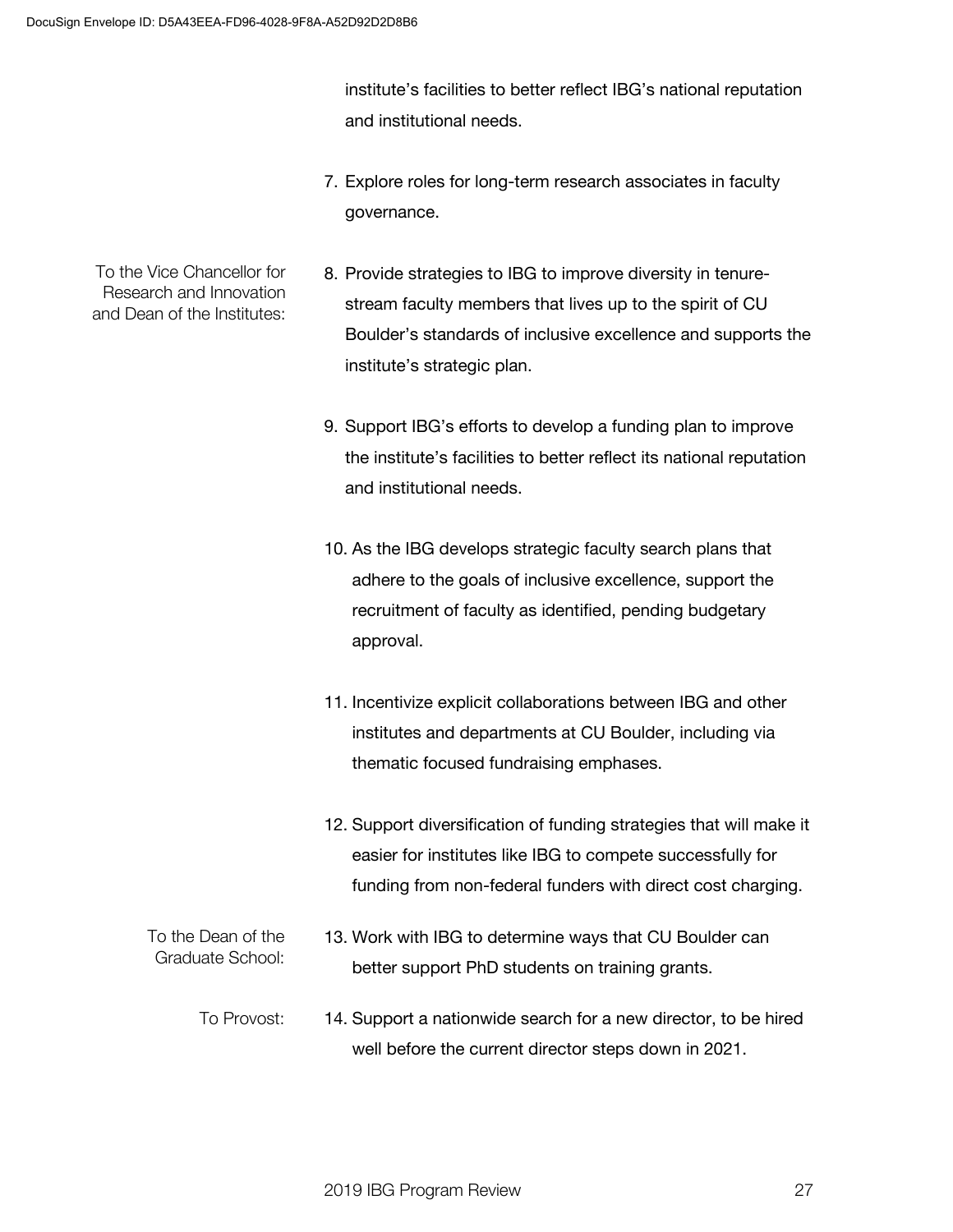institute's facilities to better reflect IBG's national reputation and institutional needs.

7. Explore roles for long-term research associates in faculty governance.

To the Vice Chancellor for Research and Innovation and Dean of the Institutes:

8. Provide strategies to IBG to improve diversity in tenure-stream faculty members that lives up to the spirit of CU Boulder's standards of inclusive excellence and supports the institute's strategic plan.

9. Support IBG's efforts to develop a funding plan to improve the institute's facilities to better reflect its national reputation and institutional needs.

10. As the IBG develops strategic faculty search plans that adhere to the goals of inclusive excellence, support the recruitment of faculty as identified, pending budgetary approval.

11. Incentivize explicit collaborations between IBG and other institutes and departments at CU Boulder, including via thematic focused fundraising emphases.

12. Support diversification of funding strategies that will make it easier for institutes like IBG to compete successfully for funding from non-federal funders with direct cost charging.

To the Dean of the Graduate School:

13. Work with IBG to determine ways that CU Boulder can better support PhD students on training grants.

To Provost:

14. Support a nationwide search for a new director, to be hired well before the current director steps down in 2021.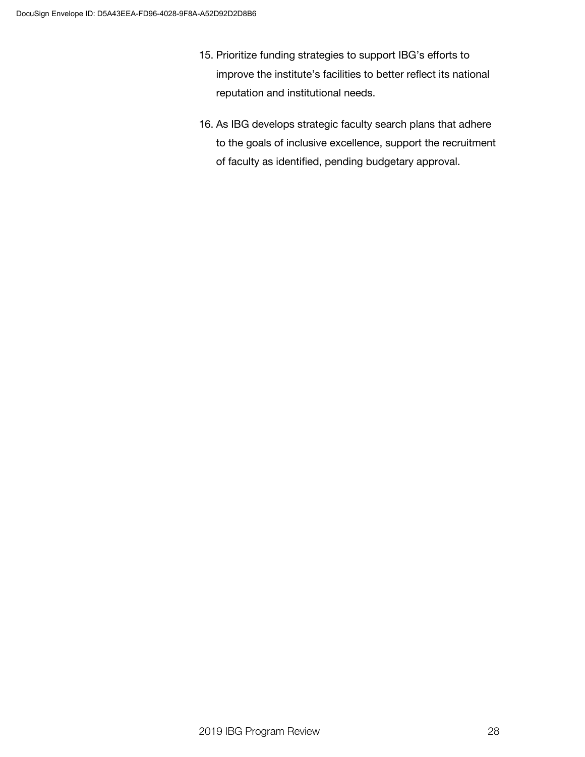15. Prioritize funding strategies to support IBG's efforts to improve the institute's facilities to better reflect its national reputation and institutional needs.

16. As IBG develops strategic faculty search plans that adhere to the goals of inclusive excellence, support the recruitment of faculty as identified, pending budgetary approval.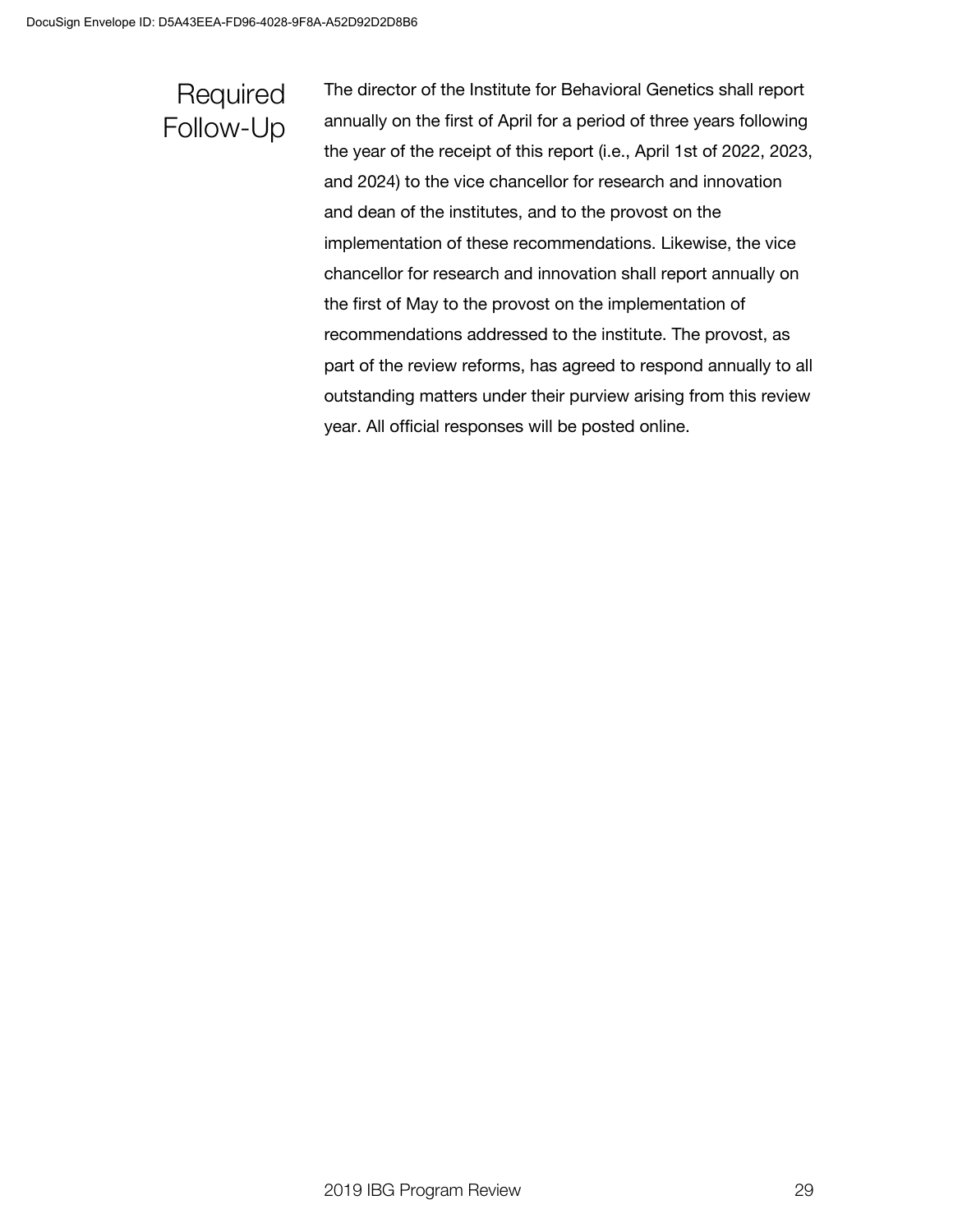## Required Follow-Up

The director of the Institute for Behavioral Genetics shall report annually on the first of April for a period of three years following the year of the receipt of this report (i.e., April 1st of 2022, 2023, and 2024) to the vice chancellor for research and innovation and dean of the institutes, and to the provost on the implementation of these recommendations. Likewise, the vice chancellor for research and innovation shall report annually on the first of May to the provost on the implementation of recommendations addressed to the institute. The provost, as part of the review reforms, has agreed to respond annually to all outstanding matters under their purview arising from this review year. All official responses will be posted online.